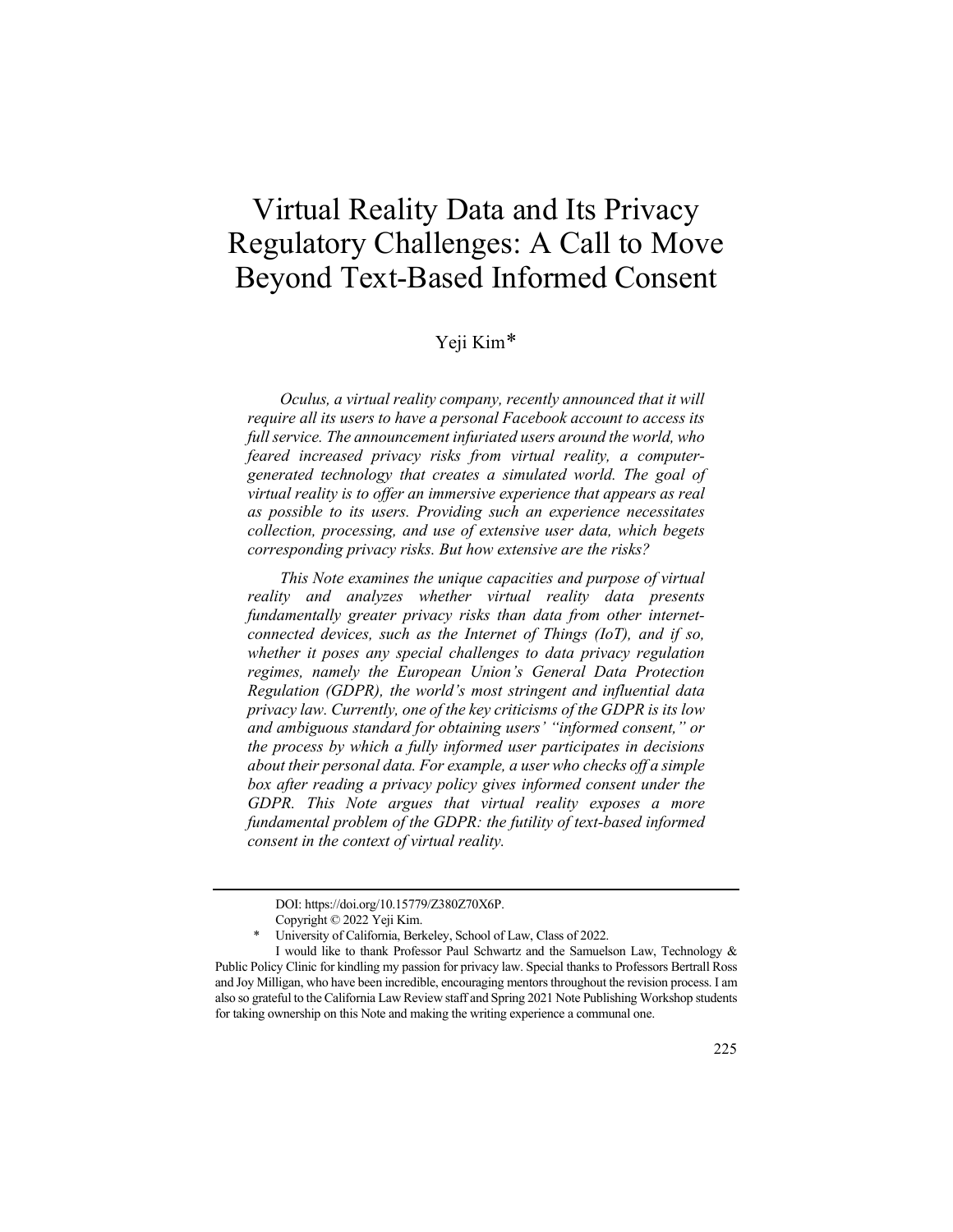# Virtual Reality Data and Its Privacy Regulatory Challenges: A Call to Move Beyond Text-Based Informed Consent

Yeji Kim*

*Oculus, a virtual reality company, recently announced that it will require all its users to have a personal Facebook account to access its full service. The announcement infuriated users around the world, who feared increased privacy risks from virtual reality, a computer-generated technology that creates a simulated world. The goal of virtual reality is to offer an immersive experience that appears as real as possible to its users. Providing such an experience necessitates collection, processing, and use of extensive user data, which begets corresponding privacy risks. But how extensive are the risks?*

*This Note examines the unique capacities and purpose of virtual reality and analyzes whether virtual reality data presents fundamentally greater privacy risks than data from other internet-connected devices, such as the Internet of Things (IoT), and if so, whether it poses any special challenges to data privacy regulation regimes, namely the European Union's General Data Protection Regulation (GDPR), the world's most stringent and influential data privacy law. Currently, one of the key criticisms of the GDPR is its low and ambiguous standard for obtaining users' "informed consent," or the process by which a fully informed user participates in decisions about their personal data. For example, a user who checks off a simple box after reading a privacy policy gives informed consent under the GDPR. This Note argues that virtual reality exposes a more fundamental problem of the GDPR: the futility of text-based informed consent in the context of virtual reality.*

---

DOI: https://doi.org/10.15779/Z380Z70X6P.

Copyright © 2022 Yeji Kim.

\* University of California, Berkeley, School of Law, Class of 2022.

I would like to thank Professor Paul Schwartz and the Samuelson Law, Technology & Public Policy Clinic for kindling my passion for privacy law. Special thanks to Professors Bertrall Ross and Joy Milligan, who have been incredible, encouraging mentors throughout the revision process. I am also so grateful to the California Law Review staff and Spring 2021 Note Publishing Workshop students for taking ownership on this Note and making the writing experience a communal one.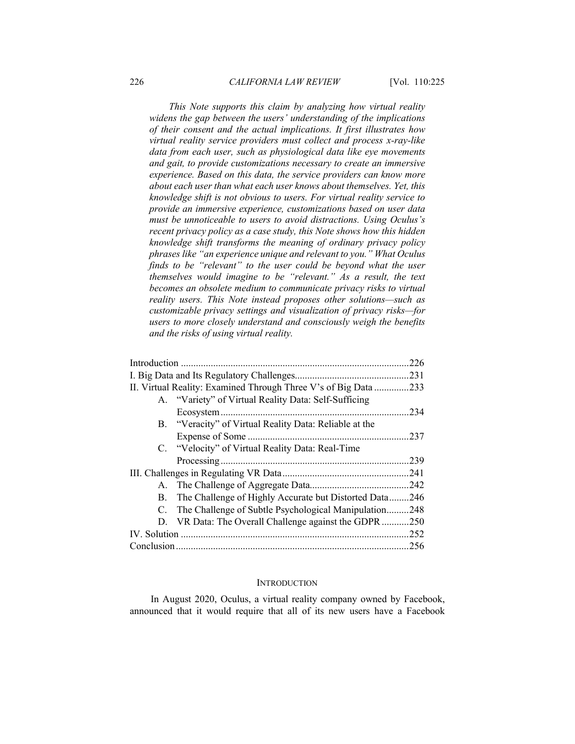*This Note supports this claim by analyzing how virtual reality widens the gap between the users' understanding of the implications of their consent and the actual implications. It first illustrates how virtual reality service providers must collect and process x-ray-like data from each user, such as physiological data like eye movements and gait, to provide customizations necessary to create an immersive experience. Based on this data, the service providers can know more about each user than what each user knows about themselves. Yet, this knowledge shift is not obvious to users. For virtual reality service to provide an immersive experience, customizations based on user data must be unnoticeable to users to avoid distractions. Using Oculus's recent privacy policy as a case study, this Note shows how this hidden knowledge shift transforms the meaning of ordinary privacy policy phrases like "an experience unique and relevant to you." What Oculus finds to be "relevant" to the user could be beyond what the user themselves would imagine to be "relevant." As a result, the text becomes an obsolete medium to communicate privacy risks to virtual reality users. This Note instead proposes other solutions—such as customizable privacy settings and visualization of privacy risks—for users to more closely understand and consciously weigh the benefits and the risks of using virtual reality.*

| | |
|---|---|
| Introduction | 226 |
| I. Big Data and Its Regulatory Challenges | 231 |
| II. Virtual Reality: Examined Through Three V's of Big Data | 233 |
| A. "Variety" of Virtual Reality Data: Self-Sufficing Ecosystem | 234 |
| B. "Veracity" of Virtual Reality Data: Reliable at the Expense of Some | 237 |
| C. "Velocity" of Virtual Reality Data: Real-Time Processing | 239 |
| III. Challenges in Regulating VR Data | 241 |
| A. The Challenge of Aggregate Data | 242 |
| B. The Challenge of Highly Accurate but Distorted Data | 246 |
| C. The Challenge of Subtle Psychological Manipulation | 248 |
| D. VR Data: The Overall Challenge against the GDPR | 250 |
| IV. Solution | 252 |
| Conclusion | 256 |

## INTRODUCTION

In August 2020, Oculus, a virtual reality company owned by Facebook, announced that it would require that all of its new users have a Facebook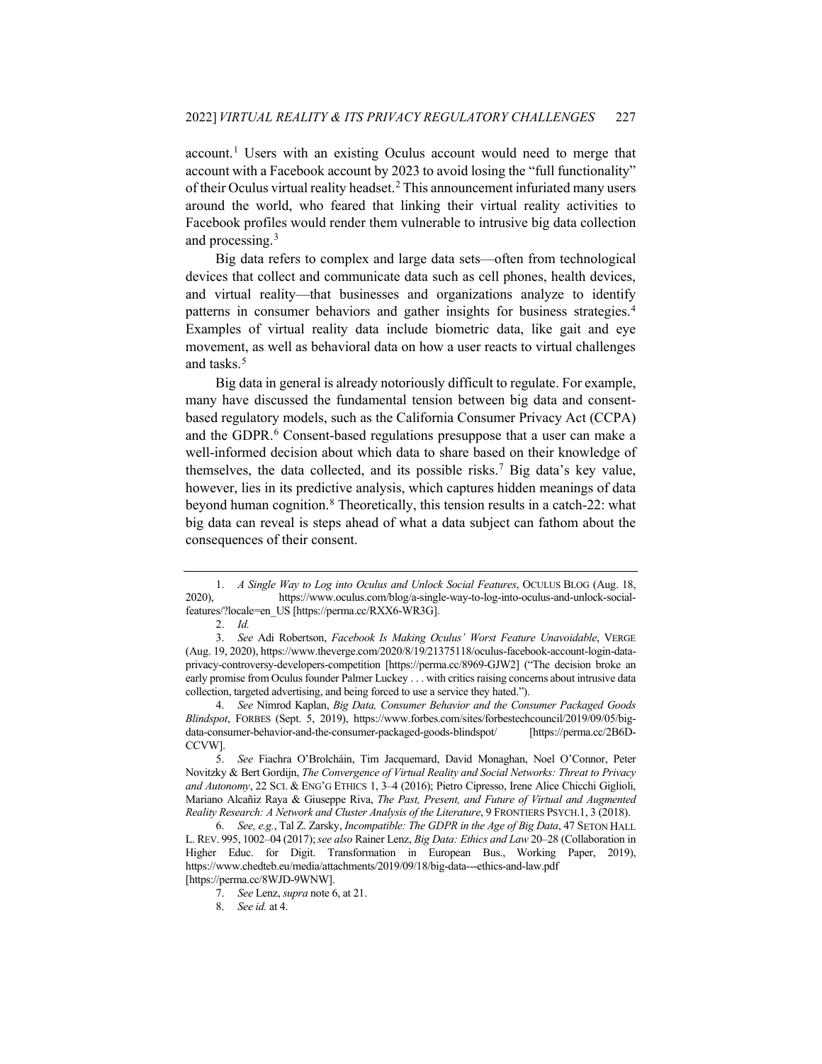account.[1] Users with an existing Oculus account would need to merge that account with a Facebook account by 2023 to avoid losing the "full functionality" of their Oculus virtual reality headset.[2] This announcement infuriated many users around the world, who feared that linking their virtual reality activities to Facebook profiles would render them vulnerable to intrusive big data collection and processing.[3]

Big data refers to complex and large data sets—often from technological devices that collect and communicate data such as cell phones, health devices, and virtual reality—that businesses and organizations analyze to identify patterns in consumer behaviors and gather insights for business strategies.[4] Examples of virtual reality data include biometric data, like gait and eye movement, as well as behavioral data on how a user reacts to virtual challenges and tasks.[5]

Big data in general is already notoriously difficult to regulate. For example, many have discussed the fundamental tension between big data and consent-based regulatory models, such as the California Consumer Privacy Act (CCPA) and the GDPR.[6] Consent-based regulations presuppose that a user can make a well-informed decision about which data to share based on their knowledge of themselves, the data collected, and its possible risks.[7] Big data's key value, however, lies in its predictive analysis, which captures hidden meanings of data beyond human cognition.[8] Theoretically, this tension results in a catch-22: what big data can reveal is steps ahead of what a data subject can fathom about the consequences of their consent.

---

1. *A Single Way to Log into Oculus and Unlock Social Features*, OCULUS BLOG (Aug. 18, 2020), https://www.oculus.com/blog/a-single-way-to-log-into-oculus-and-unlock-social-features/?locale=en_US [https://perma.cc/RXX6-WR3G].

2. *Id.*

3. *See* Adi Robertson, *Facebook Is Making Oculus' Worst Feature Unavoidable*, VERGE (Aug. 19, 2020), https://www.theverge.com/2020/8/19/21375118/oculus-facebook-account-login-data-privacy-controversy-developers-competition [https://perma.cc/8969-GJW2] ("The decision broke an early promise from Oculus founder Palmer Luckey . . . with critics raising concerns about intrusive data collection, targeted advertising, and being forced to use a service they hated.").

4. *See* Nimrod Kaplan, *Big Data, Consumer Behavior and the Consumer Packaged Goods Blindspot*, FORBES (Sept. 5, 2019), https://www.forbes.com/sites/forbestechcouncil/2019/09/05/big-data-consumer-behavior-and-the-consumer-packaged-goods-blindspot/ [https://perma.cc/2B6D-CCVW].

5. *See* Fiachra O'Brolcháin, Tim Jacquemard, David Monaghan, Noel O'Connor, Peter Novitzky & Bert Gordijn, *The Convergence of Virtual Reality and Social Networks: Threat to Privacy and Autonomy*, 22 SCI. & ENG'G ETHICS 1, 3–4 (2016); Pietro Cipresso, Irene Alice Chicchi Giglioli, Mariano Alcañiz Raya & Giuseppe Riva, *The Past, Present, and Future of Virtual and Augmented Reality Research: A Network and Cluster Analysis of the Literature*, 9 FRONTIERS PSYCH.1, 3 (2018).

6. *See, e.g.*, Tal Z. Zarsky, *Incompatible: The GDPR in the Age of Big Data*, 47 SETON HALL L. REV. 995, 1002–04 (2017); *see also* Rainer Lenz, *Big Data: Ethics and Law* 20–28 (Collaboration in Higher Educ. for Digit. Transformation in European Bus., Working Paper, 2019), https://www.chedteb.eu/media/attachments/2019/09/18/big-data---ethics-and-law.pdf [https://perma.cc/8WJD-9WNW].

7. *See* Lenz, *supra* note 6, at 21.

8. *See id.* at 4.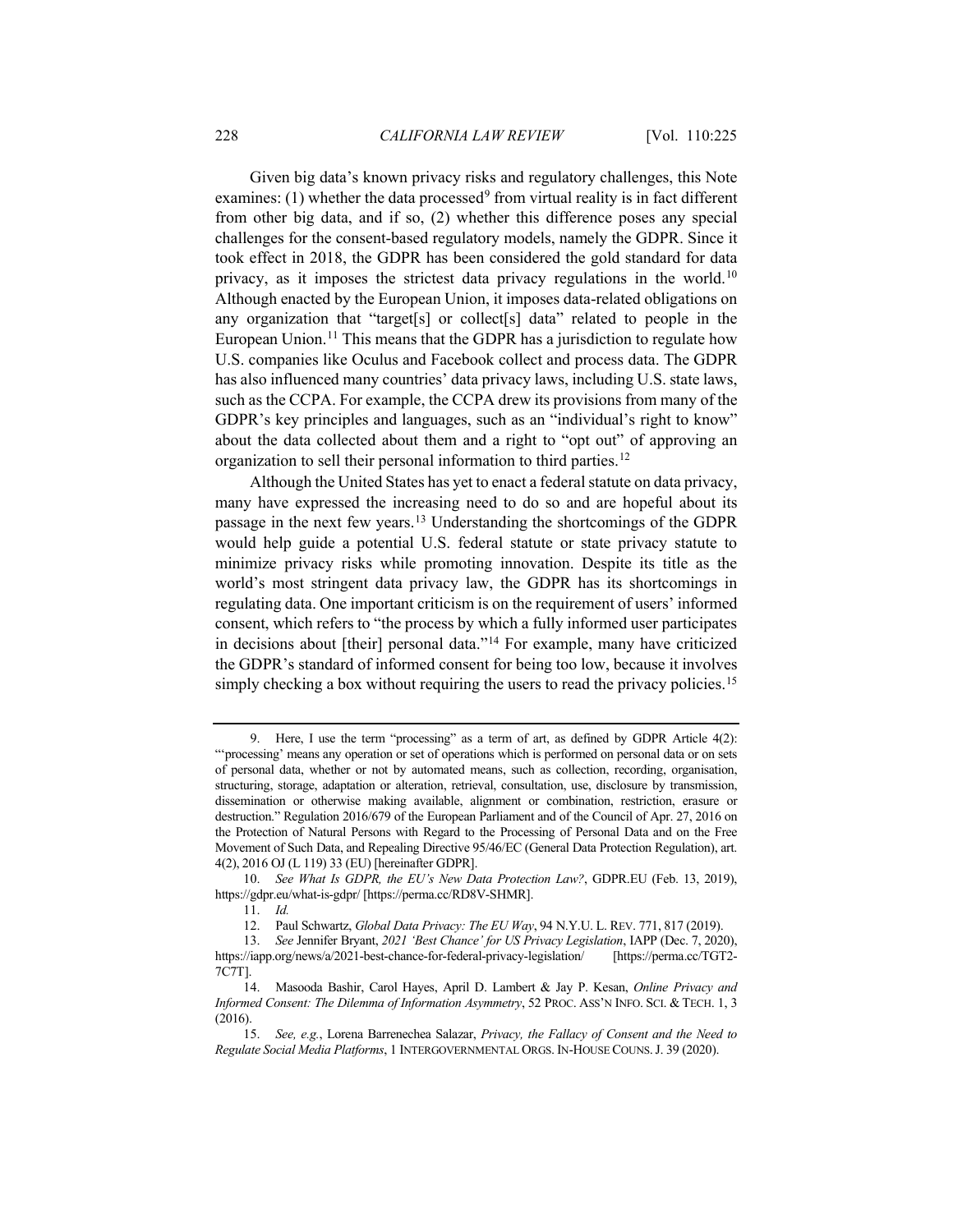Given big data's known privacy risks and regulatory challenges, this Note examines: (1) whether the data processed[9] from virtual reality is in fact different from other big data, and if so, (2) whether this difference poses any special challenges for the consent-based regulatory models, namely the GDPR. Since it took effect in 2018, the GDPR has been considered the gold standard for data privacy, as it imposes the strictest data privacy regulations in the world.[10] Although enacted by the European Union, it imposes data-related obligations on any organization that "target[s] or collect[s] data" related to people in the European Union.[11] This means that the GDPR has a jurisdiction to regulate how U.S. companies like Oculus and Facebook collect and process data. The GDPR has also influenced many countries' data privacy laws, including U.S. state laws, such as the CCPA. For example, the CCPA drew its provisions from many of the GDPR's key principles and languages, such as an "individual's right to know" about the data collected about them and a right to "opt out" of approving an organization to sell their personal information to third parties.[12]

Although the United States has yet to enact a federal statute on data privacy, many have expressed the increasing need to do so and are hopeful about its passage in the next few years.[13] Understanding the shortcomings of the GDPR would help guide a potential U.S. federal statute or state privacy statute to minimize privacy risks while promoting innovation. Despite its title as the world's most stringent data privacy law, the GDPR has its shortcomings in regulating data. One important criticism is on the requirement of users' informed consent, which refers to "the process by which a fully informed user participates in decisions about [their] personal data."[14] For example, many have criticized the GDPR's standard of informed consent for being too low, because it involves simply checking a box without requiring the users to read the privacy policies.[15]

---

9. Here, I use the term "processing" as a term of art, as defined by GDPR Article 4(2): "'processing' means any operation or set of operations which is performed on personal data or on sets of personal data, whether or not by automated means, such as collection, recording, organisation, structuring, storage, adaptation or alteration, retrieval, consultation, use, disclosure by transmission, dissemination or otherwise making available, alignment or combination, restriction, erasure or destruction." Regulation 2016/679 of the European Parliament and of the Council of Apr. 27, 2016 on the Protection of Natural Persons with Regard to the Processing of Personal Data and on the Free Movement of Such Data, and Repealing Directive 95/46/EC (General Data Protection Regulation), art. 4(2), 2016 OJ (L 119) 33 (EU) [hereinafter GDPR].

10. *See What Is GDPR, the EU's New Data Protection Law?*, GDPR.EU (Feb. 13, 2019), https://gdpr.eu/what-is-gdpr/ [https://perma.cc/RD8V-SHMR].

11. *Id.*

12. Paul Schwartz, *Global Data Privacy: The EU Way*, 94 N.Y.U. L. REV. 771, 817 (2019).

13. *See* Jennifer Bryant, *2021 'Best Chance' for US Privacy Legislation*, IAPP (Dec. 7, 2020), https://iapp.org/news/a/2021-best-chance-for-federal-privacy-legislation/ [https://perma.cc/TGT2-7C7T].

14. Masooda Bashir, Carol Hayes, April D. Lambert & Jay P. Kesan, *Online Privacy and Informed Consent: The Dilemma of Information Asymmetry*, 52 PROC. ASS'N INFO. SCI. & TECH. 1, 3 (2016).

15. *See, e.g.*, Lorena Barrenechea Salazar, *Privacy, the Fallacy of Consent and the Need to Regulate Social Media Platforms*, 1 INTERGOVERNMENTAL ORGS. IN-HOUSE COUNS. J. 39 (2020).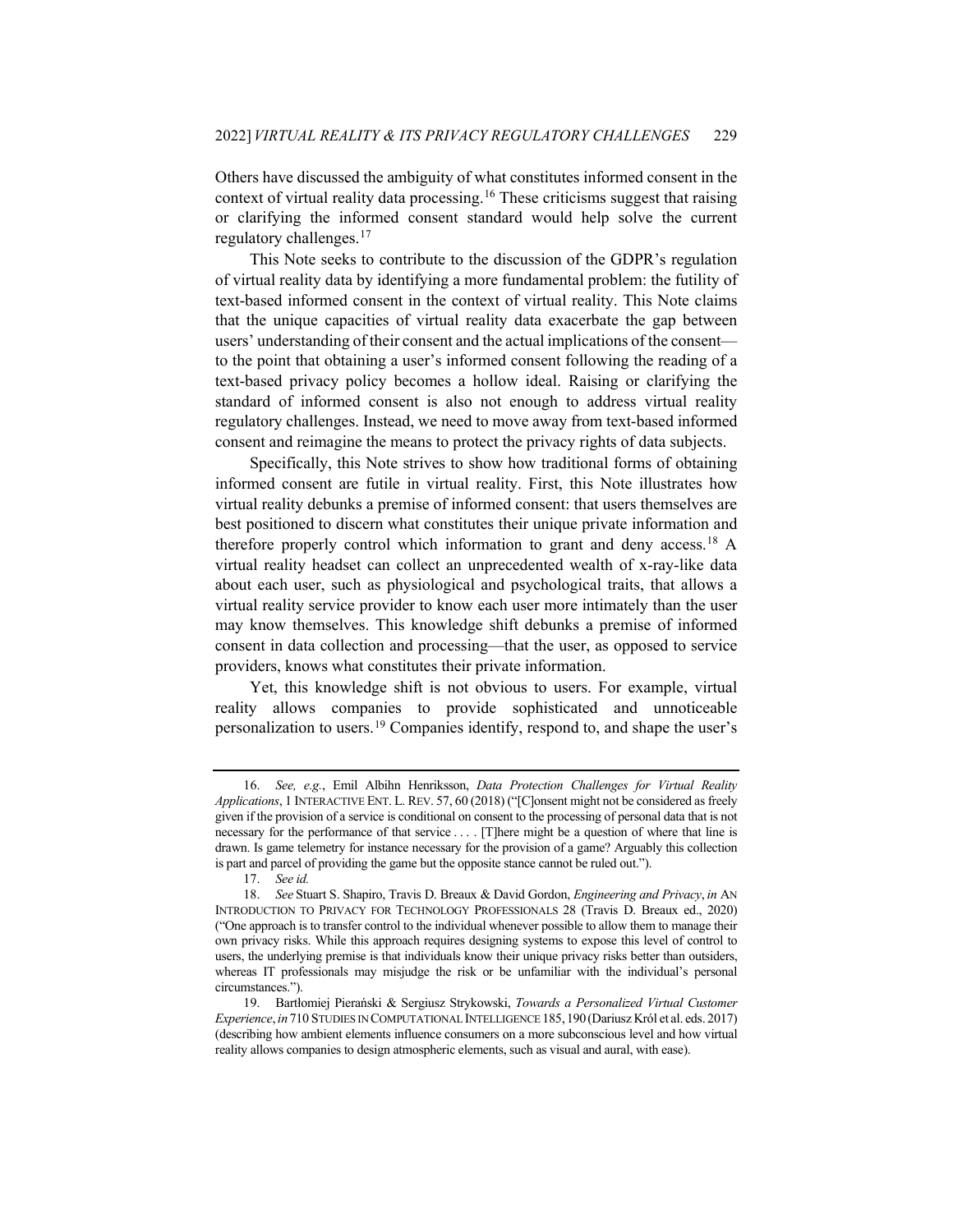Others have discussed the ambiguity of what constitutes informed consent in the context of virtual reality data processing.[16] These criticisms suggest that raising or clarifying the informed consent standard would help solve the current regulatory challenges.[17]

This Note seeks to contribute to the discussion of the GDPR's regulation of virtual reality data by identifying a more fundamental problem: the futility of text-based informed consent in the context of virtual reality. This Note claims that the unique capacities of virtual reality data exacerbate the gap between users' understanding of their consent and the actual implications of the consent—to the point that obtaining a user's informed consent following the reading of a text-based privacy policy becomes a hollow ideal. Raising or clarifying the standard of informed consent is also not enough to address virtual reality regulatory challenges. Instead, we need to move away from text-based informed consent and reimagine the means to protect the privacy rights of data subjects.

Specifically, this Note strives to show how traditional forms of obtaining informed consent are futile in virtual reality. First, this Note illustrates how virtual reality debunks a premise of informed consent: that users themselves are best positioned to discern what constitutes their unique private information and therefore properly control which information to grant and deny access.[18] A virtual reality headset can collect an unprecedented wealth of x-ray-like data about each user, such as physiological and psychological traits, that allows a virtual reality service provider to know each user more intimately than the user may know themselves. This knowledge shift debunks a premise of informed consent in data collection and processing—that the user, as opposed to service providers, knows what constitutes their private information.

Yet, this knowledge shift is not obvious to users. For example, virtual reality allows companies to provide sophisticated and unnoticeable personalization to users.[19] Companies identify, respond to, and shape the user's

---

16. *See, e.g.*, Emil Albihn Henriksson, *Data Protection Challenges for Virtual Reality Applications*, 1 INTERACTIVE ENT. L. REV. 57, 60 (2018) ("[C]onsent might not be considered as freely given if the provision of a service is conditional on consent to the processing of personal data that is not necessary for the performance of that service . . . . [T]here might be a question of where that line is drawn. Is game telemetry for instance necessary for the provision of a game? Arguably this collection is part and parcel of providing the game but the opposite stance cannot be ruled out.").

17. *See id.*

18. *See* Stuart S. Shapiro, Travis D. Breaux & David Gordon, *Engineering and Privacy*, *in* AN INTRODUCTION TO PRIVACY FOR TECHNOLOGY PROFESSIONALS 28 (Travis D. Breaux ed., 2020) ("One approach is to transfer control to the individual whenever possible to allow them to manage their own privacy risks. While this approach requires designing systems to expose this level of control to users, the underlying premise is that individuals know their unique privacy risks better than outsiders, whereas IT professionals may misjudge the risk or be unfamiliar with the individual's personal circumstances.").

19. Bartłomiej Pierański & Sergiusz Strykowski, *Towards a Personalized Virtual Customer Experience*, *in* 710 STUDIES IN COMPUTATIONAL INTELLIGENCE 185, 190 (Dariusz Król et al. eds. 2017) (describing how ambient elements influence consumers on a more subconscious level and how virtual reality allows companies to design atmospheric elements, such as visual and aural, with ease).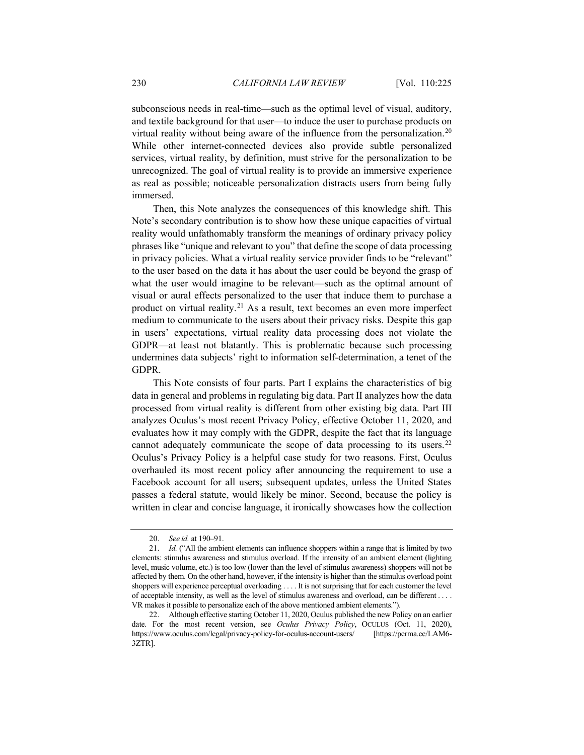subconscious needs in real-time—such as the optimal level of visual, auditory, and textile background for that user—to induce the user to purchase products on virtual reality without being aware of the influence from the personalization.[20] While other internet-connected devices also provide subtle personalized services, virtual reality, by definition, must strive for the personalization to be unrecognized. The goal of virtual reality is to provide an immersive experience as real as possible; noticeable personalization distracts users from being fully immersed.

Then, this Note analyzes the consequences of this knowledge shift. This Note's secondary contribution is to show how these unique capacities of virtual reality would unfathomably transform the meanings of ordinary privacy policy phrases like "unique and relevant to you" that define the scope of data processing in privacy policies. What a virtual reality service provider finds to be "relevant" to the user based on the data it has about the user could be beyond the grasp of what the user would imagine to be relevant—such as the optimal amount of visual or aural effects personalized to the user that induce them to purchase a product on virtual reality.[21] As a result, text becomes an even more imperfect medium to communicate to the users about their privacy risks. Despite this gap in users' expectations, virtual reality data processing does not violate the GDPR—at least not blatantly. This is problematic because such processing undermines data subjects' right to information self-determination, a tenet of the GDPR.

This Note consists of four parts. Part I explains the characteristics of big data in general and problems in regulating big data. Part II analyzes how the data processed from virtual reality is different from other existing big data. Part III analyzes Oculus's most recent Privacy Policy, effective October 11, 2020, and evaluates how it may comply with the GDPR, despite the fact that its language cannot adequately communicate the scope of data processing to its users.[22] Oculus's Privacy Policy is a helpful case study for two reasons. First, Oculus overhauled its most recent policy after announcing the requirement to use a Facebook account for all users; subsequent updates, unless the United States passes a federal statute, would likely be minor. Second, because the policy is written in clear and concise language, it ironically showcases how the collection

---

20. *See id.* at 190–91.

21. *Id.* ("All the ambient elements can influence shoppers within a range that is limited by two elements: stimulus awareness and stimulus overload. If the intensity of an ambient element (lighting level, music volume, etc.) is too low (lower than the level of stimulus awareness) shoppers will not be affected by them. On the other hand, however, if the intensity is higher than the stimulus overload point shoppers will experience perceptual overloading . . . . It is not surprising that for each customer the level of acceptable intensity, as well as the level of stimulus awareness and overload, can be different . . . . VR makes it possible to personalize each of the above mentioned ambient elements.").

22. Although effective starting October 11, 2020, Oculus published the new Policy on an earlier date. For the most recent version, see *Oculus Privacy Policy*, OCULUS (Oct. 11, 2020), https://www.oculus.com/legal/privacy-policy-for-oculus-account-users/ [https://perma.cc/LAM6-3ZTR].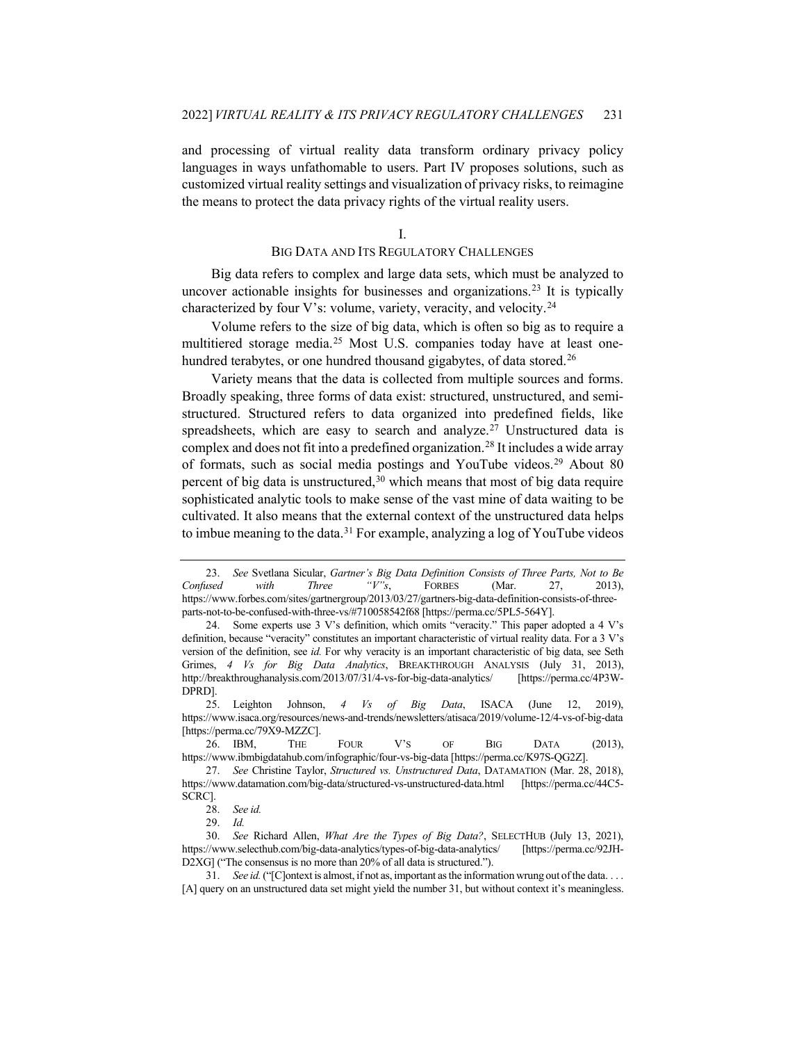and processing of virtual reality data transform ordinary privacy policy languages in ways unfathomable to users. Part IV proposes solutions, such as customized virtual reality settings and visualization of privacy risks, to reimagine the means to protect the data privacy rights of the virtual reality users.

## I.
## BIG DATA AND ITS REGULATORY CHALLENGES

Big data refers to complex and large data sets, which must be analyzed to uncover actionable insights for businesses and organizations.[23] It is typically characterized by four V's: volume, variety, veracity, and velocity.[24]

Volume refers to the size of big data, which is often so big as to require a multitiered storage media.[25] Most U.S. companies today have at least one-hundred terabytes, or one hundred thousand gigabytes, of data stored.[26]

Variety means that the data is collected from multiple sources and forms. Broadly speaking, three forms of data exist: structured, unstructured, and semi-structured. Structured refers to data organized into predefined fields, like spreadsheets, which are easy to search and analyze.[27] Unstructured data is complex and does not fit into a predefined organization.[28] It includes a wide array of formats, such as social media postings and YouTube videos.[29] About 80 percent of big data is unstructured,[30] which means that most of big data require sophisticated analytic tools to make sense of the vast mine of data waiting to be cultivated. It also means that the external context of the unstructured data helps to imbue meaning to the data.[31] For example, analyzing a log of YouTube videos

---

23. *See* Svetlana Sicular, *Gartner's Big Data Definition Consists of Three Parts, Not to Be Confused with Three "V"s*, FORBES (Mar. 27, 2013), https://www.forbes.com/sites/gartnergroup/2013/03/27/gartners-big-data-definition-consists-of-three-parts-not-to-be-confused-with-three-vs/#710058542f68 [https://perma.cc/5PL5-564Y].

24. Some experts use 3 V's definition, which omits "veracity." This paper adopted a 4 V's definition, because "veracity" constitutes an important characteristic of virtual reality data. For a 3 V's version of the definition, see *id.* For why veracity is an important characteristic of big data, see Seth Grimes, *4 Vs for Big Data Analytics*, BREAKTHROUGH ANALYSIS (July 31, 2013), http://breakthroughanalysis.com/2013/07/31/4-vs-for-big-data-analytics/ [https://perma.cc/4P3W-DPRD].

25. Leighton Johnson, *4 Vs of Big Data*, ISACA (June 12, 2019), https://www.isaca.org/resources/news-and-trends/newsletters/atisaca/2019/volume-12/4-vs-of-big-data [https://perma.cc/79X9-MZZC].

26. IBM, THE FOUR V'S OF BIG DATA (2013), https://www.ibmbigdatahub.com/infographic/four-vs-big-data [https://perma.cc/K97S-QG2Z].

27. *See* Christine Taylor, *Structured vs. Unstructured Data*, DATAMATION (Mar. 28, 2018), https://www.datamation.com/big-data/structured-vs-unstructured-data.html [https://perma.cc/44C5-SCRC].

28. *See id.*

29. *Id.*

30. *See* Richard Allen, *What Are the Types of Big Data?*, SELECTHUB (July 13, 2021), https://www.selecthub.com/big-data-analytics/types-of-big-data-analytics/ [https://perma.cc/92JH-D2XG] ("The consensus is no more than 20% of all data is structured.").

31. *See id.* ("[C]ontext is almost, if not as, important as the information wrung out of the data. . . . [A] query on an unstructured data set might yield the number 31, but without context it's meaningless.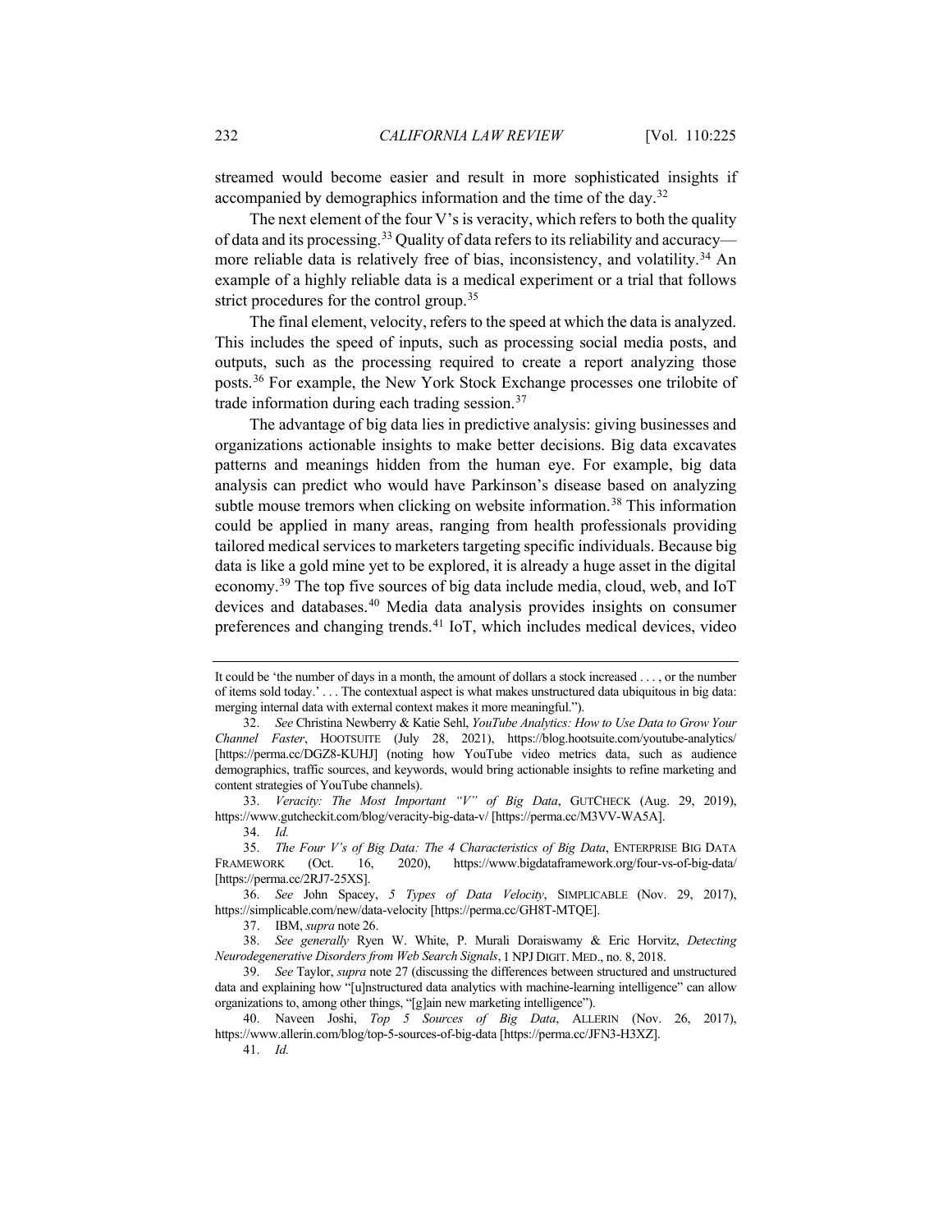streamed would become easier and result in more sophisticated insights if accompanied by demographics information and the time of the day.[32]

The next element of the four V's is veracity, which refers to both the quality of data and its processing.[33] Quality of data refers to its reliability and accuracy—more reliable data is relatively free of bias, inconsistency, and volatility.[34] An example of a highly reliable data is a medical experiment or a trial that follows strict procedures for the control group.[35]

The final element, velocity, refers to the speed at which the data is analyzed. This includes the speed of inputs, such as processing social media posts, and outputs, such as the processing required to create a report analyzing those posts.[36] For example, the New York Stock Exchange processes one trilobite of trade information during each trading session.[37]

The advantage of big data lies in predictive analysis: giving businesses and organizations actionable insights to make better decisions. Big data excavates patterns and meanings hidden from the human eye. For example, big data analysis can predict who would have Parkinson's disease based on analyzing subtle mouse tremors when clicking on website information.[38] This information could be applied in many areas, ranging from health professionals providing tailored medical services to marketers targeting specific individuals. Because big data is like a gold mine yet to be explored, it is already a huge asset in the digital economy.[39] The top five sources of big data include media, cloud, web, and IoT devices and databases.[40] Media data analysis provides insights on consumer preferences and changing trends.[41] IoT, which includes medical devices, video

---

It could be 'the number of days in a month, the amount of dollars a stock increased . . . , or the number of items sold today.' . . . The contextual aspect is what makes unstructured data ubiquitous in big data: merging internal data with external context makes it more meaningful.").

32. *See* Christina Newberry & Katie Sehl, *YouTube Analytics: How to Use Data to Grow Your Channel Faster*, HOOTSUITE (July 28, 2021), https://blog.hootsuite.com/youtube-analytics/ [https://perma.cc/DGZ8-KUHJ] (noting how YouTube video metrics data, such as audience demographics, traffic sources, and keywords, would bring actionable insights to refine marketing and content strategies of YouTube channels).

33. *Veracity: The Most Important "V" of Big Data*, GUTCHECK (Aug. 29, 2019), https://www.gutcheckit.com/blog/veracity-big-data-v/ [https://perma.cc/M3VV-WA5A].

34. *Id.*

35. *The Four V's of Big Data: The 4 Characteristics of Big Data*, ENTERPRISE BIG DATA FRAMEWORK (Oct. 16, 2020), https://www.bigdataframework.org/four-vs-of-big-data/ [https://perma.cc/2RJ7-25XS].

36. *See* John Spacey, *5 Types of Data Velocity*, SIMPLICABLE (Nov. 29, 2017), https://simplicable.com/new/data-velocity [https://perma.cc/GH8T-MTQE].

37. IBM, *supra* note 26.

38. *See generally* Ryen W. White, P. Murali Doraiswamy & Eric Horvitz, *Detecting Neurodegenerative Disorders from Web Search Signals*, 1 NPJ DIGIT. MED., no. 8, 2018.

39. *See* Taylor, *supra* note 27 (discussing the differences between structured and unstructured data and explaining how "[u]nstructured data analytics with machine-learning intelligence" can allow organizations to, among other things, "[g]ain new marketing intelligence").

40. Naveen Joshi, *Top 5 Sources of Big Data*, ALLERIN (Nov. 26, 2017), https://www.allerin.com/blog/top-5-sources-of-big-data [https://perma.cc/JFN3-H3XZ].

41. *Id.*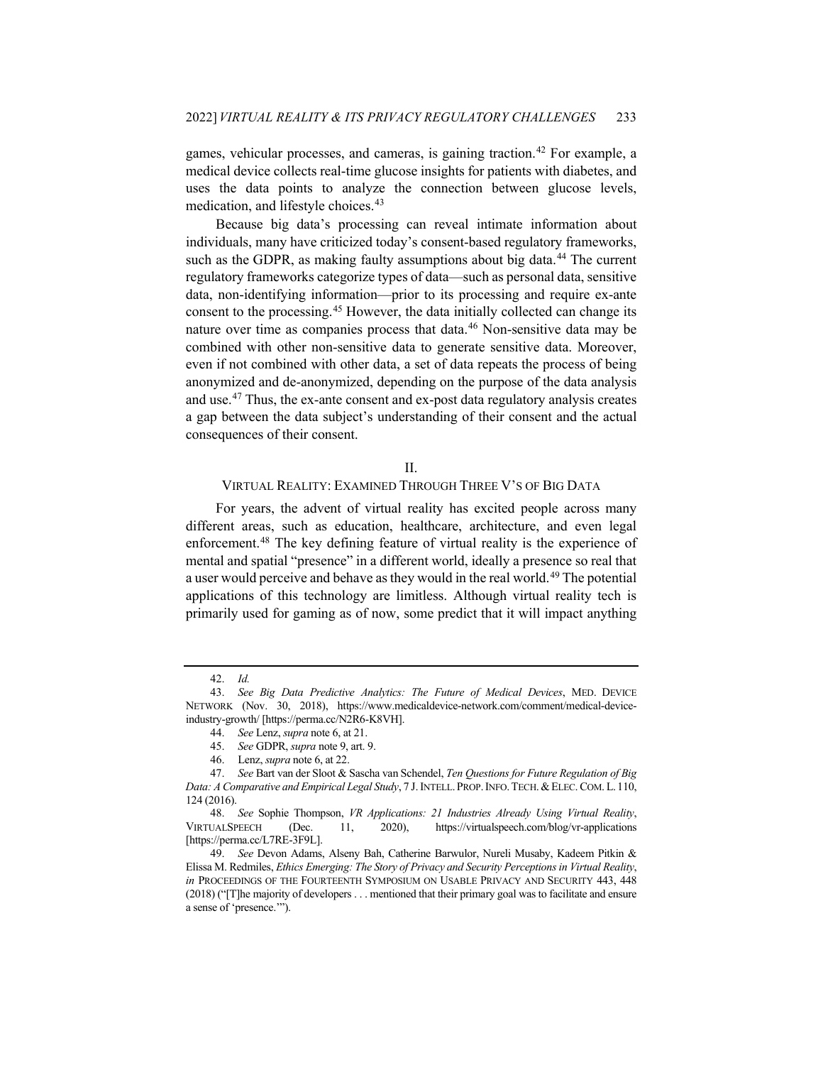games, vehicular processes, and cameras, is gaining traction.[42] For example, a medical device collects real-time glucose insights for patients with diabetes, and uses the data points to analyze the connection between glucose levels, medication, and lifestyle choices.[43]

Because big data's processing can reveal intimate information about individuals, many have criticized today's consent-based regulatory frameworks, such as the GDPR, as making faulty assumptions about big data.[44] The current regulatory frameworks categorize types of data—such as personal data, sensitive data, non-identifying information—prior to its processing and require ex-ante consent to the processing.[45] However, the data initially collected can change its nature over time as companies process that data.[46] Non-sensitive data may be combined with other non-sensitive data to generate sensitive data. Moreover, even if not combined with other data, a set of data repeats the process of being anonymized and de-anonymized, depending on the purpose of the data analysis and use.[47] Thus, the ex-ante consent and ex-post data regulatory analysis creates a gap between the data subject's understanding of their consent and the actual consequences of their consent.

## II.
## VIRTUAL REALITY: EXAMINED THROUGH THREE V'S OF BIG DATA

For years, the advent of virtual reality has excited people across many different areas, such as education, healthcare, architecture, and even legal enforcement.[48] The key defining feature of virtual reality is the experience of mental and spatial "presence" in a different world, ideally a presence so real that a user would perceive and behave as they would in the real world.[49] The potential applications of this technology are limitless. Although virtual reality tech is primarily used for gaming as of now, some predict that it will impact anything

---

42. *Id.*

43. *See Big Data Predictive Analytics: The Future of Medical Devices*, MED. DEVICE NETWORK (Nov. 30, 2018), https://www.medicaldevice-network.com/comment/medical-device-industry-growth/ [https://perma.cc/N2R6-K8VH].

44. *See* Lenz, *supra* note 6, at 21.

45. *See* GDPR, *supra* note 9, art. 9.

46. Lenz, *supra* note 6, at 22.

47. *See* Bart van der Sloot & Sascha van Schendel, *Ten Questions for Future Regulation of Big Data: A Comparative and Empirical Legal Study*, 7 J. INTELL. PROP. INFO. TECH. & ELEC. COM. L. 110, 124 (2016).

48. *See* Sophie Thompson, *VR Applications: 21 Industries Already Using Virtual Reality*, VIRTUALSPEECH (Dec. 11, 2020), https://virtualspeech.com/blog/vr-applications [https://perma.cc/L7RE-3F9L].

49. *See* Devon Adams, Alseny Bah, Catherine Barwulor, Nureli Musaby, Kadeem Pitkin & Elissa M. Redmiles, *Ethics Emerging: The Story of Privacy and Security Perceptions in Virtual Reality*, *in* PROCEEDINGS OF THE FOURTEENTH SYMPOSIUM ON USABLE PRIVACY AND SECURITY 443, 448 (2018) ("[T]he majority of developers . . . mentioned that their primary goal was to facilitate and ensure a sense of 'presence.'").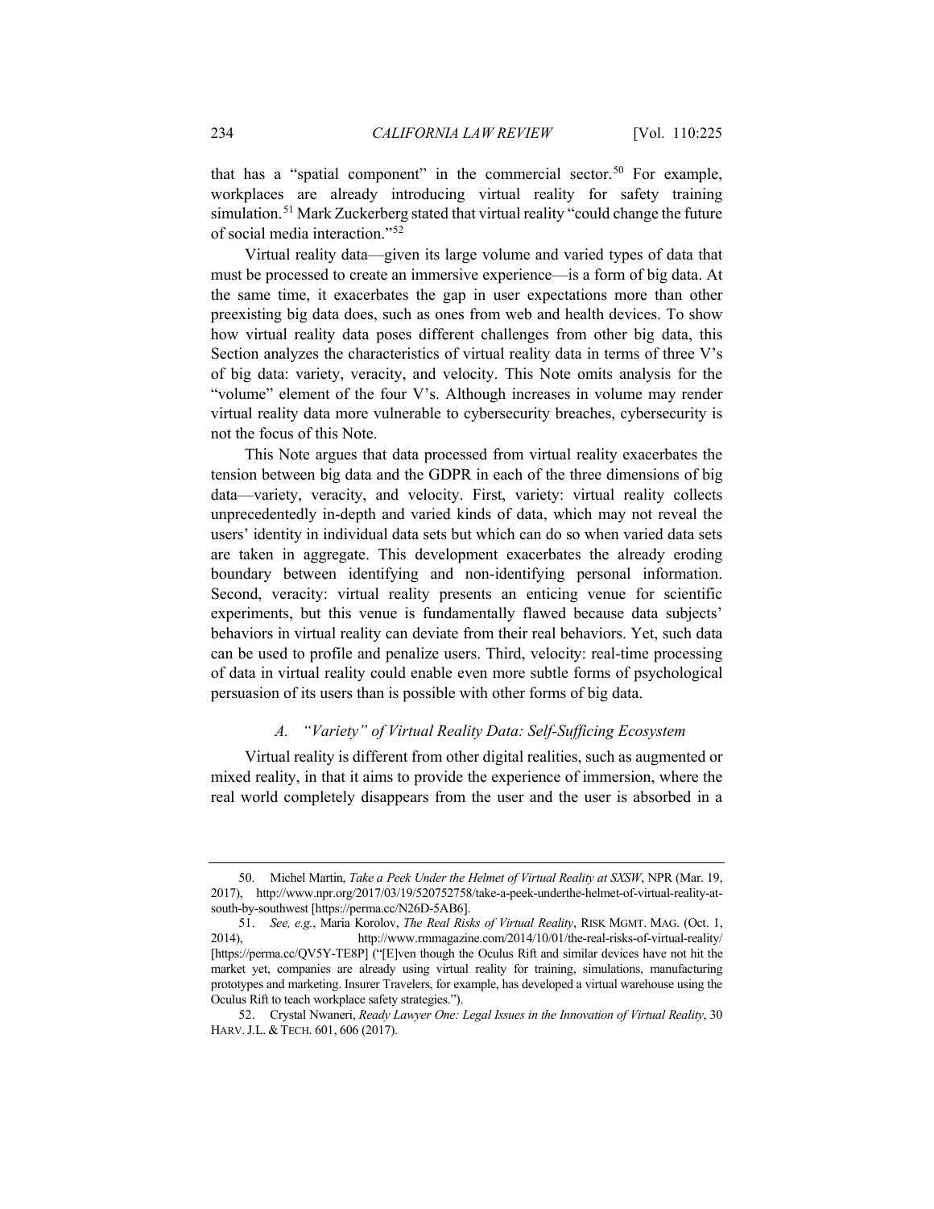that has a "spatial component" in the commercial sector.[50] For example, workplaces are already introducing virtual reality for safety training simulation.[51] Mark Zuckerberg stated that virtual reality "could change the future of social media interaction."[52]

Virtual reality data—given its large volume and varied types of data that must be processed to create an immersive experience—is a form of big data. At the same time, it exacerbates the gap in user expectations more than other preexisting big data does, such as ones from web and health devices. To show how virtual reality data poses different challenges from other big data, this Section analyzes the characteristics of virtual reality data in terms of three V's of big data: variety, veracity, and velocity. This Note omits analysis for the "volume" element of the four V's. Although increases in volume may render virtual reality data more vulnerable to cybersecurity breaches, cybersecurity is not the focus of this Note.

This Note argues that data processed from virtual reality exacerbates the tension between big data and the GDPR in each of the three dimensions of big data—variety, veracity, and velocity. First, variety: virtual reality collects unprecedentedly in-depth and varied kinds of data, which may not reveal the users' identity in individual data sets but which can do so when varied data sets are taken in aggregate. This development exacerbates the already eroding boundary between identifying and non-identifying personal information. Second, veracity: virtual reality presents an enticing venue for scientific experiments, but this venue is fundamentally flawed because data subjects' behaviors in virtual reality can deviate from their real behaviors. Yet, such data can be used to profile and penalize users. Third, velocity: real-time processing of data in virtual reality could enable even more subtle forms of psychological persuasion of its users than is possible with other forms of big data.

### A. *"Variety" of Virtual Reality Data: Self-Sufficing Ecosystem*

Virtual reality is different from other digital realities, such as augmented or mixed reality, in that it aims to provide the experience of immersion, where the real world completely disappears from the user and the user is absorbed in a

---

50. Michel Martin, *Take a Peek Under the Helmet of Virtual Reality at SXSW*, NPR (Mar. 19, 2017), http://www.npr.org/2017/03/19/520752758/take-a-peek-underthe-helmet-of-virtual-reality-at-south-by-southwest [https://perma.cc/N26D-5AB6].

51. *See, e.g.*, Maria Korolov, *The Real Risks of Virtual Reality*, RISK MGMT. MAG. (Oct. 1, 2014), http://www.rmmagazine.com/2014/10/01/the-real-risks-of-virtual-reality/ [https://perma.cc/QV5Y-TE8P] ("[E]ven though the Oculus Rift and similar devices have not hit the market yet, companies are already using virtual reality for training, simulations, manufacturing prototypes and marketing. Insurer Travelers, for example, has developed a virtual warehouse using the Oculus Rift to teach workplace safety strategies.").

52. Crystal Nwaneri, *Ready Lawyer One: Legal Issues in the Innovation of Virtual Reality*, 30 HARV. J.L. & TECH. 601, 606 (2017).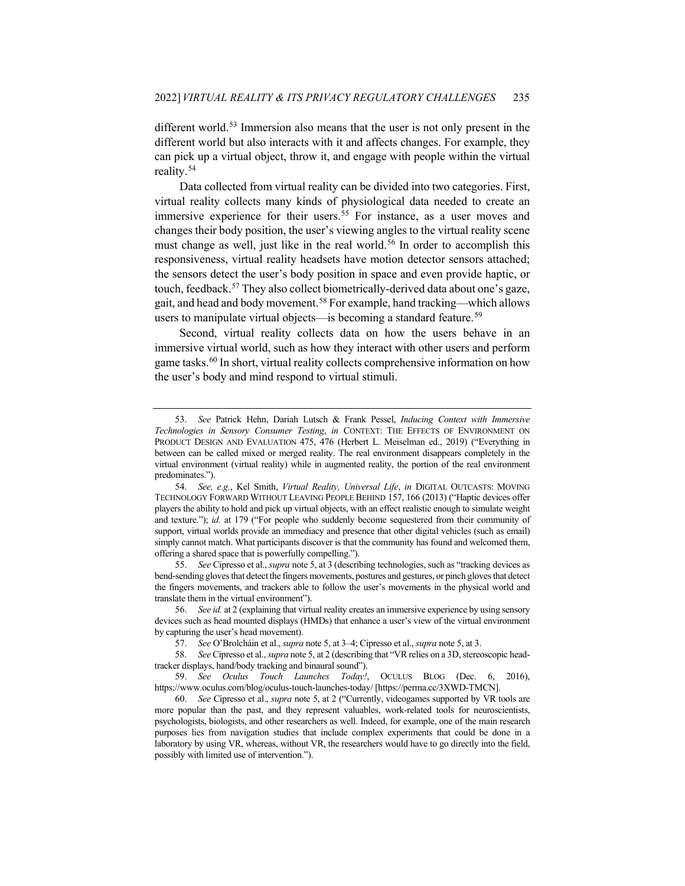different world.[53] Immersion also means that the user is not only present in the different world but also interacts with it and affects changes. For example, they can pick up a virtual object, throw it, and engage with people within the virtual reality.[54]

Data collected from virtual reality can be divided into two categories. First, virtual reality collects many kinds of physiological data needed to create an immersive experience for their users.[55] For instance, as a user moves and changes their body position, the user's viewing angles to the virtual reality scene must change as well, just like in the real world.[56] In order to accomplish this responsiveness, virtual reality headsets have motion detector sensors attached; the sensors detect the user's body position in space and even provide haptic, or touch, feedback.[57] They also collect biometrically-derived data about one's gaze, gait, and head and body movement.[58] For example, hand tracking—which allows users to manipulate virtual objects—is becoming a standard feature.[59]

Second, virtual reality collects data on how the users behave in an immersive virtual world, such as how they interact with other users and perform game tasks.[60] In short, virtual reality collects comprehensive information on how the user's body and mind respond to virtual stimuli.

---

53. *See* Patrick Hehn, Dariah Lutsch & Frank Pessel, *Inducing Context with Immersive Technologies in Sensory Consumer Testing*, *in* CONTEXT: THE EFFECTS OF ENVIRONMENT ON PRODUCT DESIGN AND EVALUATION 475, 476 (Herbert L. Meiselman ed., 2019) ("Everything in between can be called mixed or merged reality. The real environment disappears completely in the virtual environment (virtual reality) while in augmented reality, the portion of the real environment predominates.").

54. *See, e.g.*, Kel Smith, *Virtual Reality, Universal Life*, *in* DIGITAL OUTCASTS: MOVING TECHNOLOGY FORWARD WITHOUT LEAVING PEOPLE BEHIND 157, 166 (2013) ("Haptic devices offer players the ability to hold and pick up virtual objects, with an effect realistic enough to simulate weight and texture."); *id.* at 179 ("For people who suddenly become sequestered from their community of support, virtual worlds provide an immediacy and presence that other digital vehicles (such as email) simply cannot match. What participants discover is that the community has found and welcomed them, offering a shared space that is powerfully compelling.").

55. *See* Cipresso et al., *supra* note 5, at 3 (describing technologies, such as "tracking devices as bend-sending gloves that detect the fingers movements, postures and gestures, or pinch gloves that detect the fingers movements, and trackers able to follow the user's movements in the physical world and translate them in the virtual environment").

56. *See id.* at 2 (explaining that virtual reality creates an immersive experience by using sensory devices such as head mounted displays (HMDs) that enhance a user's view of the virtual environment by capturing the user's head movement).

57. *See* O'Brolcháin et al., *supra* note 5, at 3–4; Cipresso et al., *supra* note 5, at 3.

58. *See* Cipresso et al., *supra* note 5, at 2 (describing that "VR relies on a 3D, stereoscopic head-tracker displays, hand/body tracking and binaural sound").

59. *See* *Oculus Touch Launches Today!*, OCULUS BLOG (Dec. 6, 2016), https://www.oculus.com/blog/oculus-touch-launches-today/ [https://perma.cc/3XWD-TMCN].

60. *See* Cipresso et al., *supra* note 5, at 2 ("Currently, videogames supported by VR tools are more popular than the past, and they represent valuables, work-related tools for neuroscientists, psychologists, biologists, and other researchers as well. Indeed, for example, one of the main research purposes lies from navigation studies that include complex experiments that could be done in a laboratory by using VR, whereas, without VR, the researchers would have to go directly into the field, possibly with limited use of intervention.").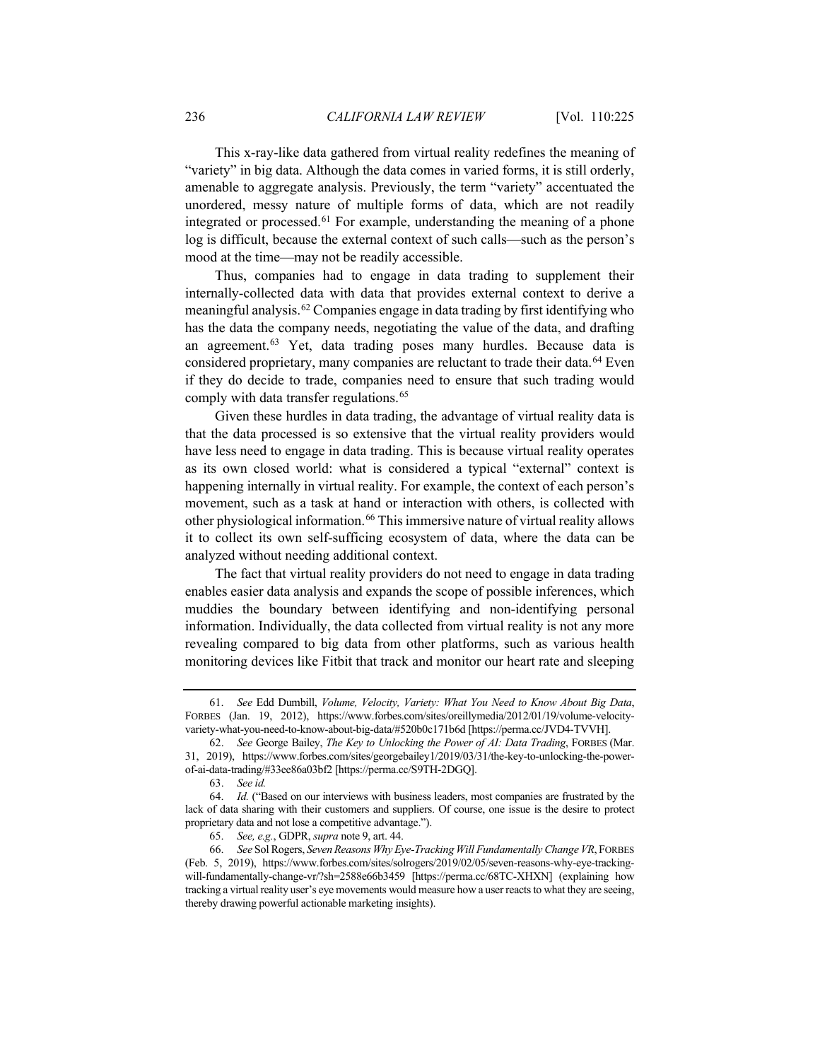This x-ray-like data gathered from virtual reality redefines the meaning of "variety" in big data. Although the data comes in varied forms, it is still orderly, amenable to aggregate analysis. Previously, the term "variety" accentuated the unordered, messy nature of multiple forms of data, which are not readily integrated or processed.[61] For example, understanding the meaning of a phone log is difficult, because the external context of such calls—such as the person's mood at the time—may not be readily accessible.

Thus, companies had to engage in data trading to supplement their internally-collected data with data that provides external context to derive a meaningful analysis.[62] Companies engage in data trading by first identifying who has the data the company needs, negotiating the value of the data, and drafting an agreement.[63] Yet, data trading poses many hurdles. Because data is considered proprietary, many companies are reluctant to trade their data.[64] Even if they do decide to trade, companies need to ensure that such trading would comply with data transfer regulations.[65]

Given these hurdles in data trading, the advantage of virtual reality data is that the data processed is so extensive that the virtual reality providers would have less need to engage in data trading. This is because virtual reality operates as its own closed world: what is considered a typical "external" context is happening internally in virtual reality. For example, the context of each person's movement, such as a task at hand or interaction with others, is collected with other physiological information.[66] This immersive nature of virtual reality allows it to collect its own self-sufficing ecosystem of data, where the data can be analyzed without needing additional context.

The fact that virtual reality providers do not need to engage in data trading enables easier data analysis and expands the scope of possible inferences, which muddies the boundary between identifying and non-identifying personal information. Individually, the data collected from virtual reality is not any more revealing compared to big data from other platforms, such as various health monitoring devices like Fitbit that track and monitor our heart rate and sleeping

---

61. *See* Edd Dumbill, *Volume, Velocity, Variety: What You Need to Know About Big Data*, FORBES (Jan. 19, 2012), https://www.forbes.com/sites/oreillymedia/2012/01/19/volume-velocity-variety-what-you-need-to-know-about-big-data/#520b0c171b6d [https://perma.cc/JVD4-TVVH].

62. *See* George Bailey, *The Key to Unlocking the Power of AI: Data Trading*, FORBES (Mar. 31, 2019), https://www.forbes.com/sites/georgebailey1/2019/03/31/the-key-to-unlocking-the-power-of-ai-data-trading/#33ee86a03bf2 [https://perma.cc/S9TH-2DGQ].

63. *See id.*

64. *Id.* ("Based on our interviews with business leaders, most companies are frustrated by the lack of data sharing with their customers and suppliers. Of course, one issue is the desire to protect proprietary data and not lose a competitive advantage.").

65. *See, e.g.*, GDPR, *supra* note 9, art. 44.

66. *See* Sol Rogers, *Seven Reasons Why Eye-Tracking Will Fundamentally Change VR*, FORBES (Feb. 5, 2019), https://www.forbes.com/sites/solrogers/2019/02/05/seven-reasons-why-eye-tracking-will-fundamentally-change-vr/?sh=2588e66b3459 [https://perma.cc/68TC-XHXN] (explaining how tracking a virtual reality user's eye movements would measure how a user reacts to what they are seeing, thereby drawing powerful actionable marketing insights).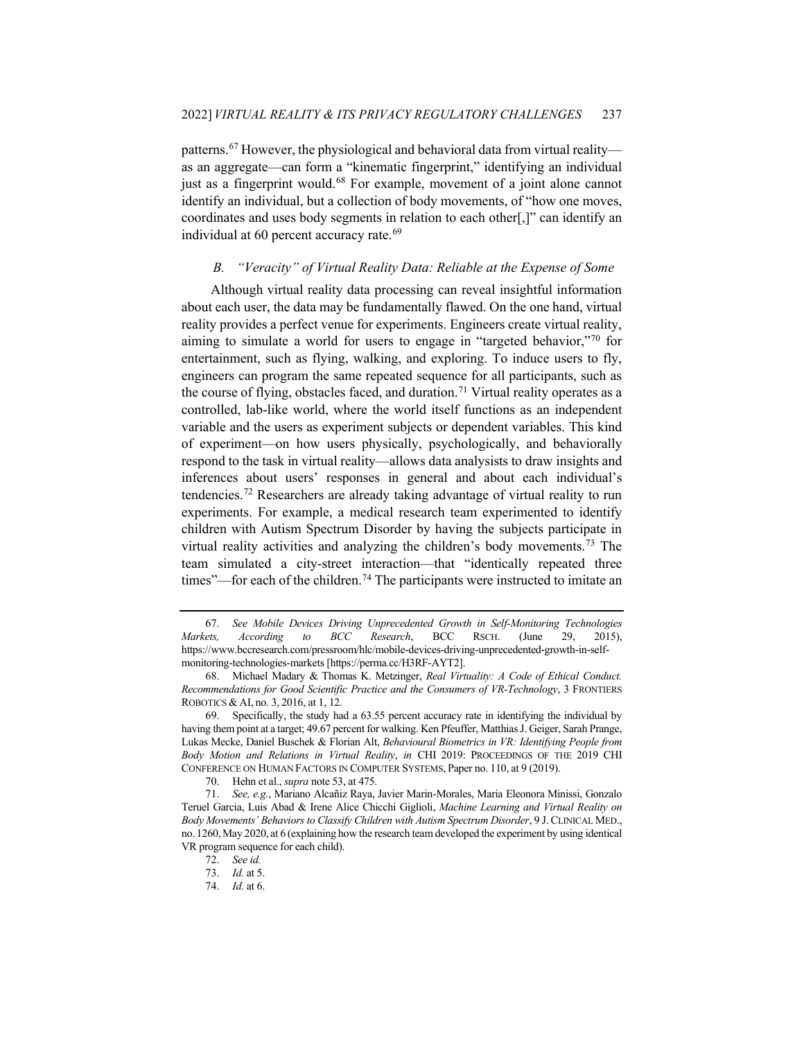patterns.[67] However, the physiological and behavioral data from virtual reality—as an aggregate—can form a "kinematic fingerprint," identifying an individual just as a fingerprint would.[68] For example, movement of a joint alone cannot identify an individual, but a collection of body movements, of "how one moves, coordinates and uses body segments in relation to each other[,]" can identify an individual at 60 percent accuracy rate.[69]

### *B. "Veracity" of Virtual Reality Data: Reliable at the Expense of Some*

Although virtual reality data processing can reveal insightful information about each user, the data may be fundamentally flawed. On the one hand, virtual reality provides a perfect venue for experiments. Engineers create virtual reality, aiming to simulate a world for users to engage in "targeted behavior,"[70] for entertainment, such as flying, walking, and exploring. To induce users to fly, engineers can program the same repeated sequence for all participants, such as the course of flying, obstacles faced, and duration.[71] Virtual reality operates as a controlled, lab-like world, where the world itself functions as an independent variable and the users as experiment subjects or dependent variables. This kind of experiment—on how users physically, psychologically, and behaviorally respond to the task in virtual reality—allows data analysists to draw insights and inferences about users' responses in general and about each individual's tendencies.[72] Researchers are already taking advantage of virtual reality to run experiments. For example, a medical research team experimented to identify children with Autism Spectrum Disorder by having the subjects participate in virtual reality activities and analyzing the children's body movements.[73] The team simulated a city-street interaction—that "identically repeated three times"—for each of the children.[74] The participants were instructed to imitate an

---

67. *See Mobile Devices Driving Unprecedented Growth in Self-Monitoring Technologies Markets, According to BCC Research*, BCC RSCH. (June 29, 2015), https://www.bccresearch.com/pressroom/hlc/mobile-devices-driving-unprecedented-growth-in-self-monitoring-technologies-markets [https://perma.cc/H3RF-AYT2].

68. Michael Madary & Thomas K. Metzinger, *Real Virtuality: A Code of Ethical Conduct. Recommendations for Good Scientific Practice and the Consumers of VR-Technology*, 3 FRONTIERS ROBOTICS & AI, no. 3, 2016, at 1, 12.

69. Specifically, the study had a 63.55 percent accuracy rate in identifying the individual by having them point at a target; 49.67 percent for walking. Ken Pfeuffer, Matthias J. Geiger, Sarah Prange, Lukas Mecke, Daniel Buschek & Florian Alt, *Behavioural Biometrics in VR: Identifying People from Body Motion and Relations in Virtual Reality*, *in* CHI 2019: PROCEEDINGS OF THE 2019 CHI CONFERENCE ON HUMAN FACTORS IN COMPUTER SYSTEMS, Paper no. 110, at 9 (2019).

70. Hehn et al., *supra* note 53, at 475.

71. *See, e.g.*, Mariano Alcañiz Raya, Javier Marin-Morales, Maria Eleonora Minissi, Gonzalo Teruel Garcia, Luis Abad & Irene Alice Chicchi Giglioli, *Machine Learning and Virtual Reality on Body Movements' Behaviors to Classify Children with Autism Spectrum Disorder*, 9 J. CLINICAL MED., no. 1260, May 2020, at 6 (explaining how the research team developed the experiment by using identical VR program sequence for each child).

72. *See id.*

73. *Id.* at 5.

74. *Id.* at 6.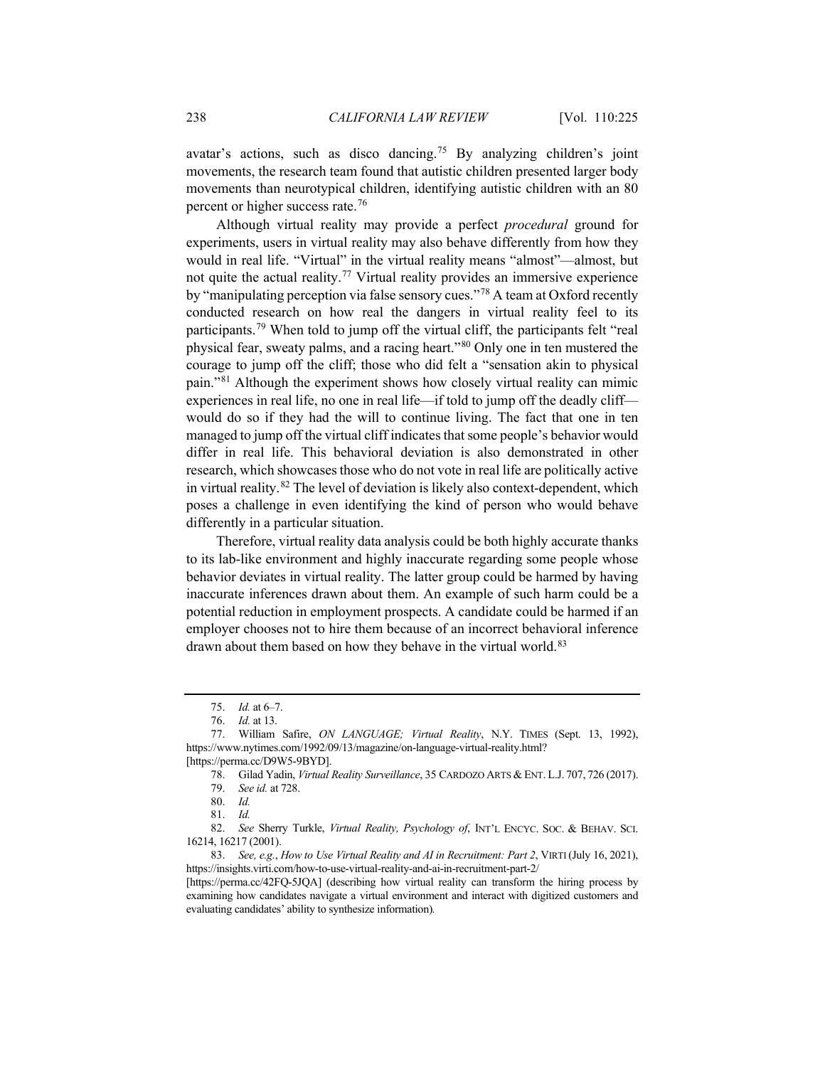avatar's actions, such as disco dancing.[75] By analyzing children's joint movements, the research team found that autistic children presented larger body movements than neurotypical children, identifying autistic children with an 80 percent or higher success rate.[76]

Although virtual reality may provide a perfect *procedural* ground for experiments, users in virtual reality may also behave differently from how they would in real life. "Virtual" in the virtual reality means "almost"—almost, but not quite the actual reality.[77] Virtual reality provides an immersive experience by "manipulating perception via false sensory cues."[78] A team at Oxford recently conducted research on how real the dangers in virtual reality feel to its participants.[79] When told to jump off the virtual cliff, the participants felt "real physical fear, sweaty palms, and a racing heart."[80] Only one in ten mustered the courage to jump off the cliff; those who did felt a "sensation akin to physical pain."[81] Although the experiment shows how closely virtual reality can mimic experiences in real life, no one in real life—if told to jump off the deadly cliff—would do so if they had the will to continue living. The fact that one in ten managed to jump off the virtual cliff indicates that some people's behavior would differ in real life. This behavioral deviation is also demonstrated in other research, which showcases those who do not vote in real life are politically active in virtual reality.[82] The level of deviation is likely also context-dependent, which poses a challenge in even identifying the kind of person who would behave differently in a particular situation.

Therefore, virtual reality data analysis could be both highly accurate thanks to its lab-like environment and highly inaccurate regarding some people whose behavior deviates in virtual reality. The latter group could be harmed by having inaccurate inferences drawn about them. An example of such harm could be a potential reduction in employment prospects. A candidate could be harmed if an employer chooses not to hire them because of an incorrect behavioral inference drawn about them based on how they behave in the virtual world.[83]

---

75. *Id.* at 6–7.

76. *Id.* at 13.

77. William Safire, *ON LANGUAGE; Virtual Reality*, N.Y. TIMES (Sept. 13, 1992), https://www.nytimes.com/1992/09/13/magazine/on-language-virtual-reality.html? [https://perma.cc/D9W5-9BYD].

78. Gilad Yadin, *Virtual Reality Surveillance*, 35 CARDOZO ARTS & ENT. L.J. 707, 726 (2017).

79. *See id.* at 728.

80. *Id.*

81. *Id.*

82. *See* Sherry Turkle, *Virtual Reality, Psychology of*, INT'L ENCYC. SOC. & BEHAV. SCI. 16214, 16217 (2001).

83. *See, e.g.*, *How to Use Virtual Reality and AI in Recruitment: Part 2*, VIRTI (July 16, 2021), https://insights.virti.com/how-to-use-virtual-reality-and-ai-in-recruitment-part-2/ [https://perma.cc/42FQ-5JQA] (describing how virtual reality can transform the hiring process by examining how candidates navigate a virtual environment and interact with digitized customers and evaluating candidates' ability to synthesize information).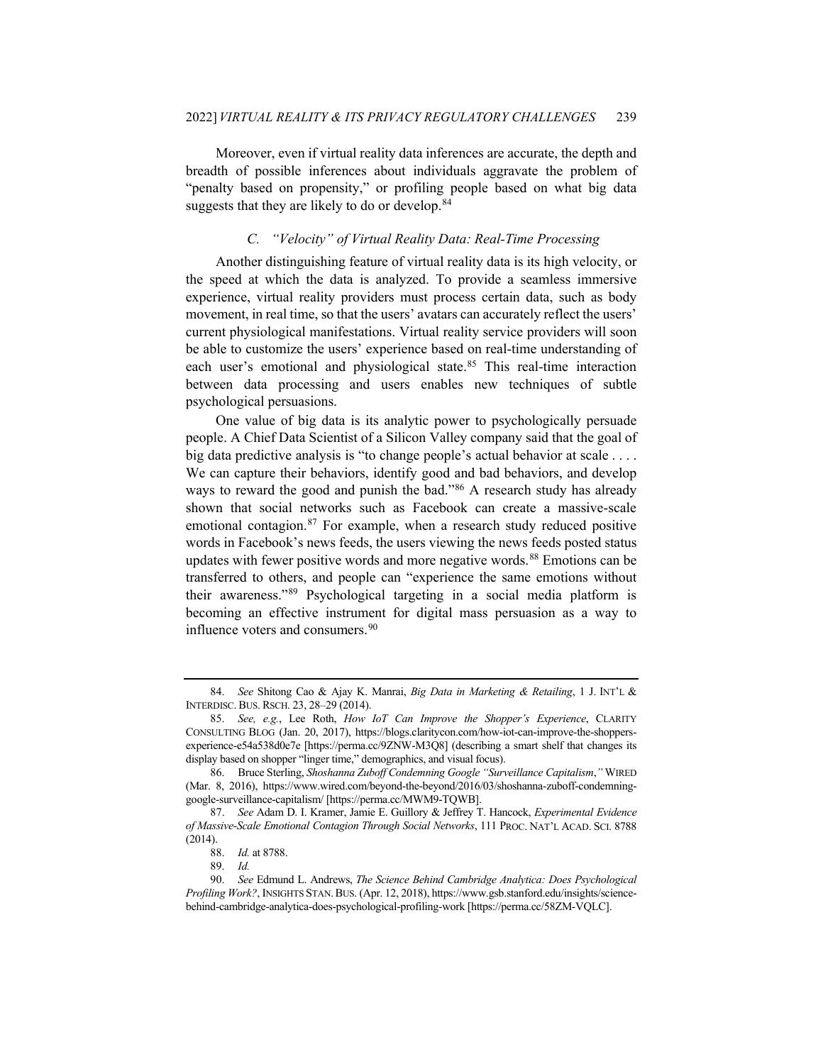Moreover, even if virtual reality data inferences are accurate, the depth and breadth of possible inferences about individuals aggravate the problem of "penalty based on propensity," or profiling people based on what big data suggests that they are likely to do or develop.[84]

### C. *"Velocity" of Virtual Reality Data: Real-Time Processing*

Another distinguishing feature of virtual reality data is its high velocity, or the speed at which the data is analyzed. To provide a seamless immersive experience, virtual reality providers must process certain data, such as body movement, in real time, so that the users' avatars can accurately reflect the users' current physiological manifestations. Virtual reality service providers will soon be able to customize the users' experience based on real-time understanding of each user's emotional and physiological state.[85] This real-time interaction between data processing and users enables new techniques of subtle psychological persuasions.

One value of big data is its analytic power to psychologically persuade people. A Chief Data Scientist of a Silicon Valley company said that the goal of big data predictive analysis is "to change people's actual behavior at scale . . . . We can capture their behaviors, identify good and bad behaviors, and develop ways to reward the good and punish the bad."[86] A research study has already shown that social networks such as Facebook can create a massive-scale emotional contagion.[87] For example, when a research study reduced positive words in Facebook's news feeds, the users viewing the news feeds posted status updates with fewer positive words and more negative words.[88] Emotions can be transferred to others, and people can "experience the same emotions without their awareness."[89] Psychological targeting in a social media platform is becoming an effective instrument for digital mass persuasion as a way to influence voters and consumers.[90]

---

84. *See* Shitong Cao & Ajay K. Manrai, *Big Data in Marketing & Retailing*, 1 J. INT'L & INTERDISC. BUS. RSCH. 23, 28–29 (2014).

85. *See, e.g.*, Lee Roth, *How IoT Can Improve the Shopper's Experience*, CLARITY CONSULTING BLOG (Jan. 20, 2017), https://blogs.claritycon.com/how-iot-can-improve-the-shoppers-experience-e54a538d0e7e [https://perma.cc/9ZNW-M3Q8] (describing a smart shelf that changes its display based on shopper "linger time," demographics, and visual focus).

86. Bruce Sterling, *Shoshanna Zuboff Condemning Google "Surveillance Capitalism*,*"* WIRED (Mar. 8, 2016), https://www.wired.com/beyond-the-beyond/2016/03/shoshanna-zuboff-condemning-google-surveillance-capitalism/ [https://perma.cc/MWM9-TQWB].

87. *See* Adam D. I. Kramer, Jamie E. Guillory & Jeffrey T. Hancock, *Experimental Evidence of Massive-Scale Emotional Contagion Through Social Networks*, 111 PROC. NAT'L ACAD. SCI. 8788 (2014).

88. *Id.* at 8788.

89. *Id.*

90. *See* Edmund L. Andrews, *The Science Behind Cambridge Analytica: Does Psychological Profiling Work?*, INSIGHTS STAN. BUS. (Apr. 12, 2018), https://www.gsb.stanford.edu/insights/science-behind-cambridge-analytica-does-psychological-profiling-work [https://perma.cc/58ZM-VQLC].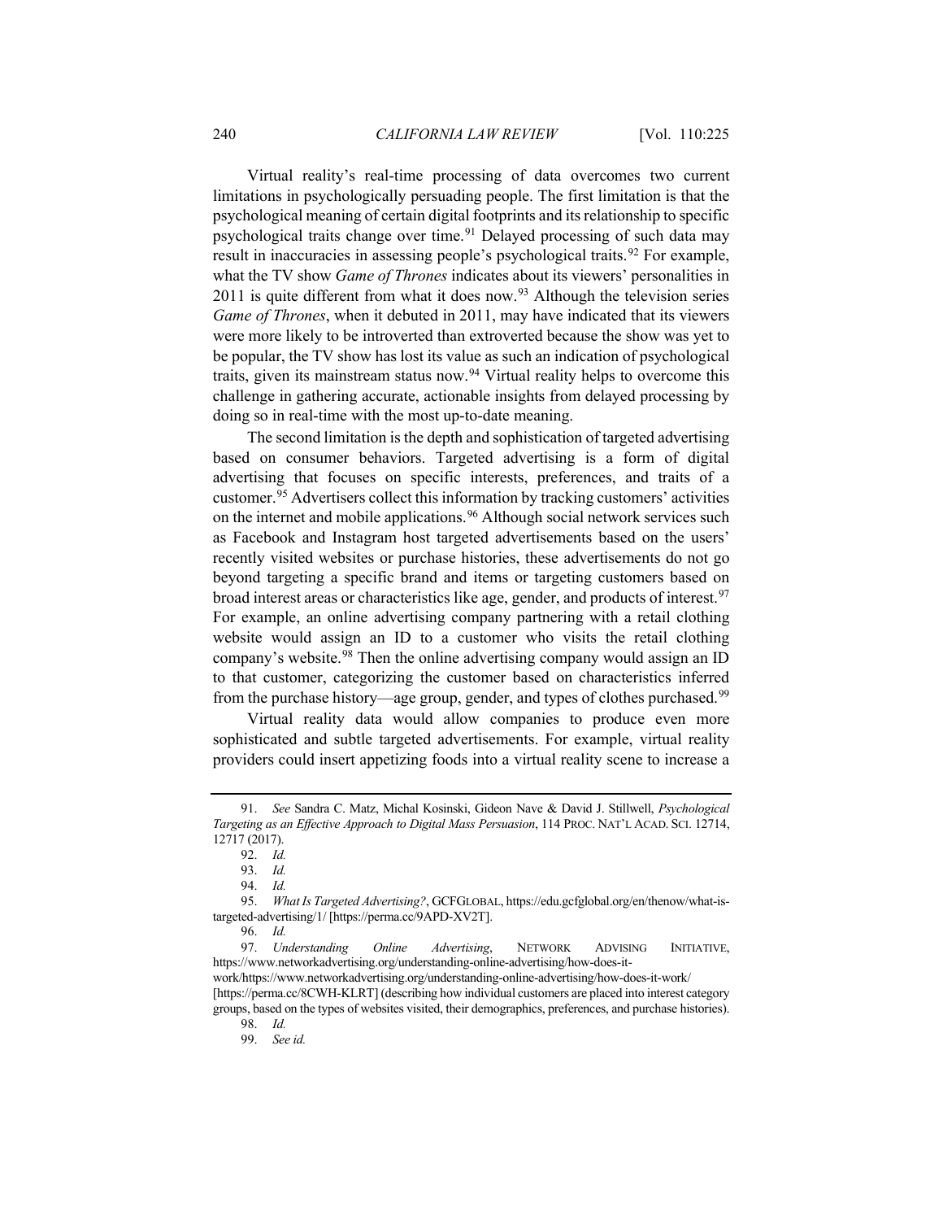Virtual reality's real-time processing of data overcomes two current limitations in psychologically persuading people. The first limitation is that the psychological meaning of certain digital footprints and its relationship to specific psychological traits change over time.[91] Delayed processing of such data may result in inaccuracies in assessing people's psychological traits.[92] For example, what the TV show *Game of Thrones* indicates about its viewers' personalities in 2011 is quite different from what it does now.[93] Although the television series *Game of Thrones*, when it debuted in 2011, may have indicated that its viewers were more likely to be introverted than extroverted because the show was yet to be popular, the TV show has lost its value as such an indication of psychological traits, given its mainstream status now.[94] Virtual reality helps to overcome this challenge in gathering accurate, actionable insights from delayed processing by doing so in real-time with the most up-to-date meaning.

The second limitation is the depth and sophistication of targeted advertising based on consumer behaviors. Targeted advertising is a form of digital advertising that focuses on specific interests, preferences, and traits of a customer.[95] Advertisers collect this information by tracking customers' activities on the internet and mobile applications.[96] Although social network services such as Facebook and Instagram host targeted advertisements based on the users' recently visited websites or purchase histories, these advertisements do not go beyond targeting a specific brand and items or targeting customers based on broad interest areas or characteristics like age, gender, and products of interest.[97] For example, an online advertising company partnering with a retail clothing website would assign an ID to a customer who visits the retail clothing company's website.[98] Then the online advertising company would assign an ID to that customer, categorizing the customer based on characteristics inferred from the purchase history—age group, gender, and types of clothes purchased.[99]

Virtual reality data would allow companies to produce even more sophisticated and subtle targeted advertisements. For example, virtual reality providers could insert appetizing foods into a virtual reality scene to increase a

---

91. *See* Sandra C. Matz, Michal Kosinski, Gideon Nave & David J. Stillwell, *Psychological Targeting as an Effective Approach to Digital Mass Persuasion*, 114 PROC. NAT'L ACAD. SCI. 12714, 12717 (2017).

92. *Id.*

93. *Id.*

94. *Id.*

95. *What Is Targeted Advertising?*, GCFGLOBAL, https://edu.gcfglobal.org/en/thenow/what-is-targeted-advertising/1/ [https://perma.cc/9APD-XV2T].

96. *Id.*

97. *Understanding Online Advertising*, NETWORK ADVISING INITIATIVE, https://www.networkadvertising.org/understanding-online-advertising/how-does-it-work/https://www.networkadvertising.org/understanding-online-advertising/how-does-it-work/ [https://perma.cc/8CWH-KLRT] (describing how individual customers are placed into interest category groups, based on the types of websites visited, their demographics, preferences, and purchase histories).

98. *Id.*

99. *See id.*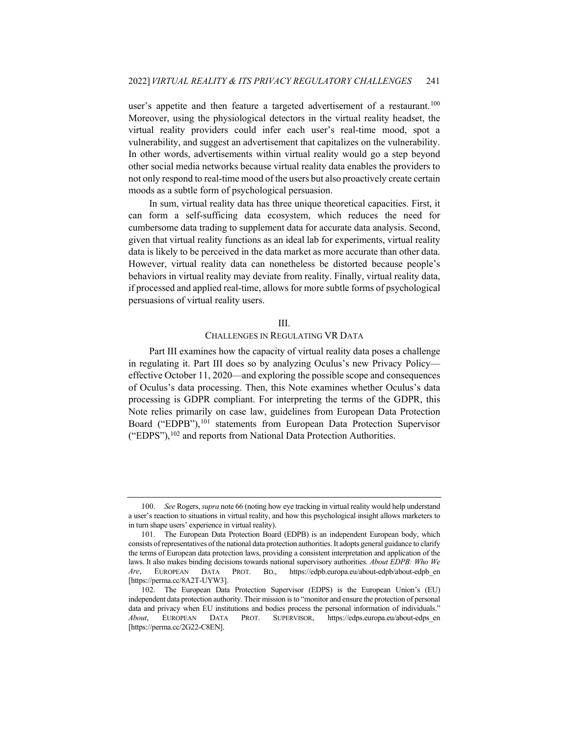user's appetite and then feature a targeted advertisement of a restaurant.[100] Moreover, using the physiological detectors in the virtual reality headset, the virtual reality providers could infer each user's real-time mood, spot a vulnerability, and suggest an advertisement that capitalizes on the vulnerability. In other words, advertisements within virtual reality would go a step beyond other social media networks because virtual reality data enables the providers to not only respond to real-time mood of the users but also proactively create certain moods as a subtle form of psychological persuasion.

In sum, virtual reality data has three unique theoretical capacities. First, it can form a self-sufficing data ecosystem, which reduces the need for cumbersome data trading to supplement data for accurate data analysis. Second, given that virtual reality functions as an ideal lab for experiments, virtual reality data is likely to be perceived in the data market as more accurate than other data. However, virtual reality data can nonetheless be distorted because people's behaviors in virtual reality may deviate from reality. Finally, virtual reality data, if processed and applied real-time, allows for more subtle forms of psychological persuasions of virtual reality users.

## III.
## CHALLENGES IN REGULATING VR DATA

Part III examines how the capacity of virtual reality data poses a challenge in regulating it. Part III does so by analyzing Oculus's new Privacy Policy—effective October 11, 2020—and exploring the possible scope and consequences of Oculus's data processing. Then, this Note examines whether Oculus's data processing is GDPR compliant. For interpreting the terms of the GDPR, this Note relies primarily on case law, guidelines from European Data Protection Board ("EDPB"),[101] statements from European Data Protection Supervisor ("EDPS"),[102] and reports from National Data Protection Authorities.

---

100. *See* Rogers, *supra* note 66 (noting how eye tracking in virtual reality would help understand a user's reaction to situations in virtual reality, and how this psychological insight allows marketers to in turn shape users' experience in virtual reality).

101. The European Data Protection Board (EDPB) is an independent European body, which consists of representatives of the national data protection authorities. It adopts general guidance to clarify the terms of European data protection laws, providing a consistent interpretation and application of the laws. It also makes binding decisions towards national supervisory authorities. *About EDPB: Who We Are*, EUROPEAN DATA PROT. BD., https://edpb.europa.eu/about-edpb/about-edpb_en [https://perma.cc/8A2T-UYW3].

102. The European Data Protection Supervisor (EDPS) is the European Union's (EU) independent data protection authority. Their mission is to "monitor and ensure the protection of personal data and privacy when EU institutions and bodies process the personal information of individuals." *About*, EUROPEAN DATA PROT. SUPERVISOR, https://edps.europa.eu/about-edps_en [https://perma.cc/2G22-C8EN].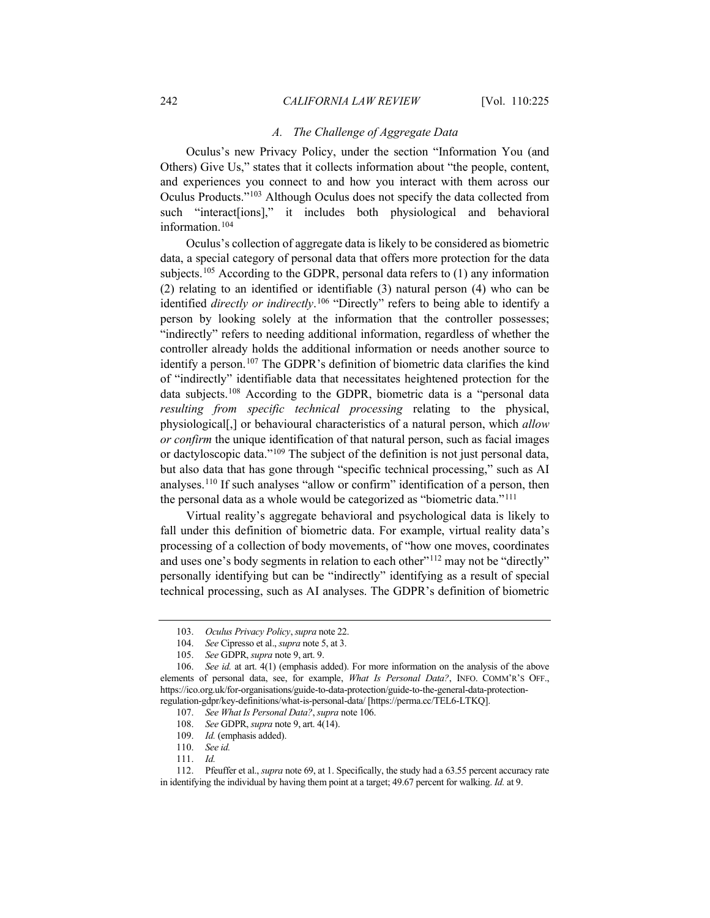### A. The Challenge of Aggregate Data

Oculus's new Privacy Policy, under the section "Information You (and Others) Give Us," states that it collects information about "the people, content, and experiences you connect to and how you interact with them across our Oculus Products."[103] Although Oculus does not specify the data collected from such "interact[ions]," it includes both physiological and behavioral information.[104]

Oculus's collection of aggregate data is likely to be considered as biometric data, a special category of personal data that offers more protection for the data subjects.[105] According to the GDPR, personal data refers to (1) any information (2) relating to an identified or identifiable (3) natural person (4) who can be identified *directly or indirectly*.[106] "Directly" refers to being able to identify a person by looking solely at the information that the controller possesses; "indirectly" refers to needing additional information, regardless of whether the controller already holds the additional information or needs another source to identify a person.[107] The GDPR's definition of biometric data clarifies the kind of "indirectly" identifiable data that necessitates heightened protection for the data subjects.[108] According to the GDPR, biometric data is a "personal data *resulting from specific technical processing* relating to the physical, physiological[,] or behavioural characteristics of a natural person, which *allow or confirm* the unique identification of that natural person, such as facial images or dactyloscopic data."[109] The subject of the definition is not just personal data, but also data that has gone through "specific technical processing," such as AI analyses.[110] If such analyses "allow or confirm" identification of a person, then the personal data as a whole would be categorized as "biometric data."[111]

Virtual reality's aggregate behavioral and psychological data is likely to fall under this definition of biometric data. For example, virtual reality data's processing of a collection of body movements, of "how one moves, coordinates and uses one's body segments in relation to each other"[112] may not be "directly" personally identifying but can be "indirectly" identifying as a result of special technical processing, such as AI analyses. The GDPR's definition of biometric

---

103. *Oculus Privacy Policy*, *supra* note 22.

104. *See* Cipresso et al., *supra* note 5, at 3.

105. *See* GDPR, *supra* note 9, art. 9.

106. *See id.* at art. 4(1) (emphasis added). For more information on the analysis of the above elements of personal data, see, for example, *What Is Personal Data?*, INFO. COMM'R'S OFF., https://ico.org.uk/for-organisations/guide-to-data-protection/guide-to-the-general-data-protection-regulation-gdpr/key-definitions/what-is-personal-data/ [https://perma.cc/TEL6-LTKQ].

107. *See What Is Personal Data?*, *supra* note 106.

108. *See* GDPR, *supra* note 9, art. 4(14).

109. *Id.* (emphasis added).

110. *See id.*

111. *Id.*

112. Pfeuffer et al., *supra* note 69, at 1. Specifically, the study had a 63.55 percent accuracy rate in identifying the individual by having them point at a target; 49.67 percent for walking. *Id.* at 9.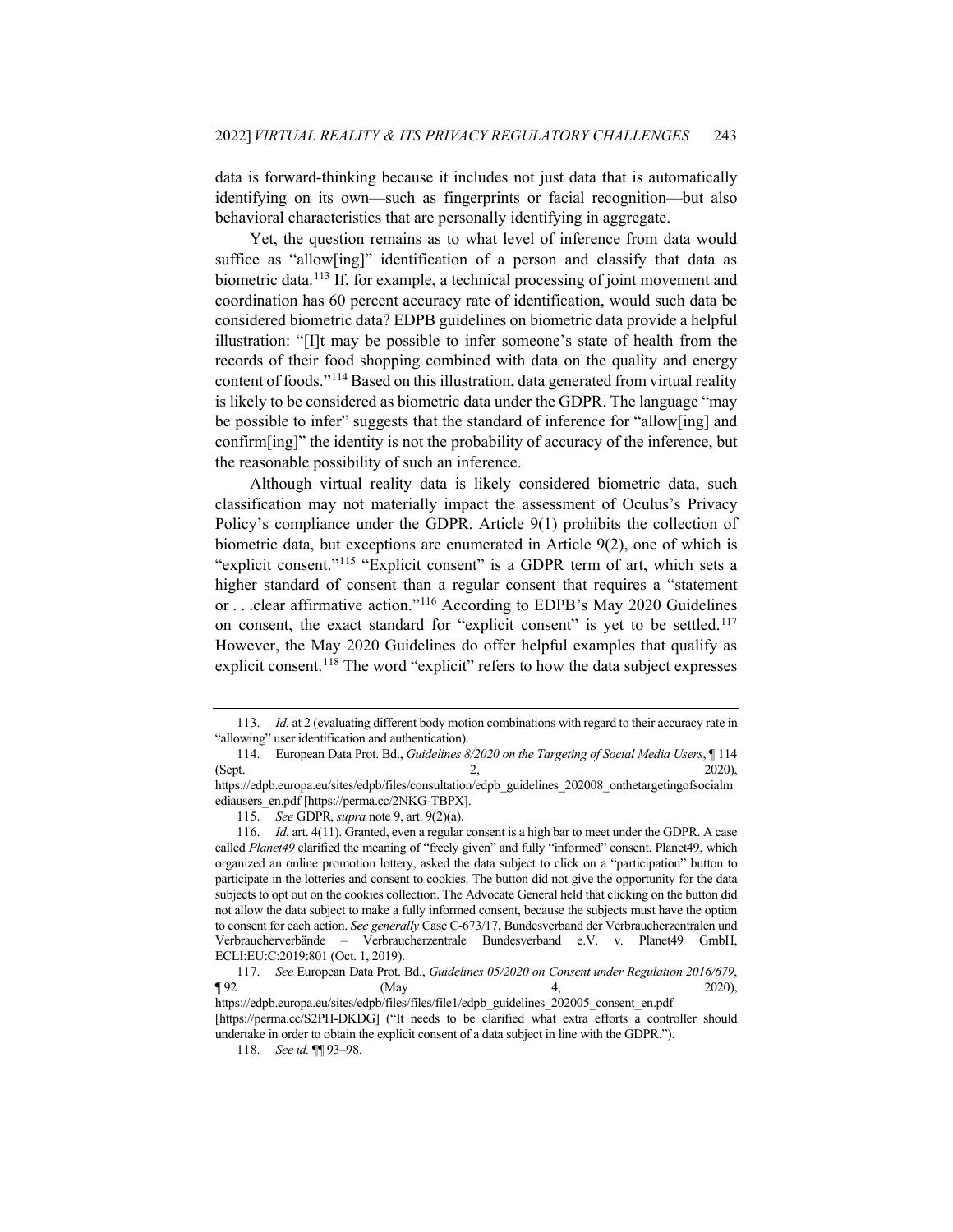data is forward-thinking because it includes not just data that is automatically identifying on its own—such as fingerprints or facial recognition—but also behavioral characteristics that are personally identifying in aggregate.

Yet, the question remains as to what level of inference from data would suffice as "allow[ing]" identification of a person and classify that data as biometric data.[113] If, for example, a technical processing of joint movement and coordination has 60 percent accuracy rate of identification, would such data be considered biometric data? EDPB guidelines on biometric data provide a helpful illustration: "[I]t may be possible to infer someone's state of health from the records of their food shopping combined with data on the quality and energy content of foods."[114] Based on this illustration, data generated from virtual reality is likely to be considered as biometric data under the GDPR. The language "may be possible to infer" suggests that the standard of inference for "allow[ing] and confirm[ing]" the identity is not the probability of accuracy of the inference, but the reasonable possibility of such an inference.

Although virtual reality data is likely considered biometric data, such classification may not materially impact the assessment of Oculus's Privacy Policy's compliance under the GDPR. Article 9(1) prohibits the collection of biometric data, but exceptions are enumerated in Article 9(2), one of which is "explicit consent."[115] "Explicit consent" is a GDPR term of art, which sets a higher standard of consent than a regular consent that requires a "statement or . . .clear affirmative action."[116] According to EDPB's May 2020 Guidelines on consent, the exact standard for "explicit consent" is yet to be settled.[117] However, the May 2020 Guidelines do offer helpful examples that qualify as explicit consent.[118] The word "explicit" refers to how the data subject expresses

---

113. *Id.* at 2 (evaluating different body motion combinations with regard to their accuracy rate in "allowing" user identification and authentication).

114. European Data Prot. Bd., *Guidelines 8/2020 on the Targeting of Social Media Users*, ¶ 114 (Sept. 2, 2020), https://edpb.europa.eu/sites/edpb/files/consultation/edpb_guidelines_202008_onthetargetingofsocialmediausers_en.pdf [https://perma.cc/2NKG-TBPX].

115. *See* GDPR, *supra* note 9, art. 9(2)(a).

116. *Id.* art. 4(11). Granted, even a regular consent is a high bar to meet under the GDPR. A case called *Planet49* clarified the meaning of "freely given" and fully "informed" consent. Planet49, which organized an online promotion lottery, asked the data subject to click on a "participation" button to participate in the lotteries and consent to cookies. The button did not give the opportunity for the data subjects to opt out on the cookies collection. The Advocate General held that clicking on the button did not allow the data subject to make a fully informed consent, because the subjects must have the option to consent for each action. *See generally* Case C-673/17, Bundesverband der Verbraucherzentralen und Verbraucherverbände – Verbraucherzentrale Bundesverband e.V. v. Planet49 GmbH, ECLI:EU:C:2019:801 (Oct. 1, 2019).

117. *See* European Data Prot. Bd., *Guidelines 05/2020 on Consent under Regulation 2016/679*, ¶ 92 (May 4, 2020), https://edpb.europa.eu/sites/edpb/files/files/file1/edpb_guidelines_202005_consent_en.pdf [https://perma.cc/S2PH-DKDG] ("It needs to be clarified what extra efforts a controller should undertake in order to obtain the explicit consent of a data subject in line with the GDPR.").

118. *See id.* ¶¶ 93–98.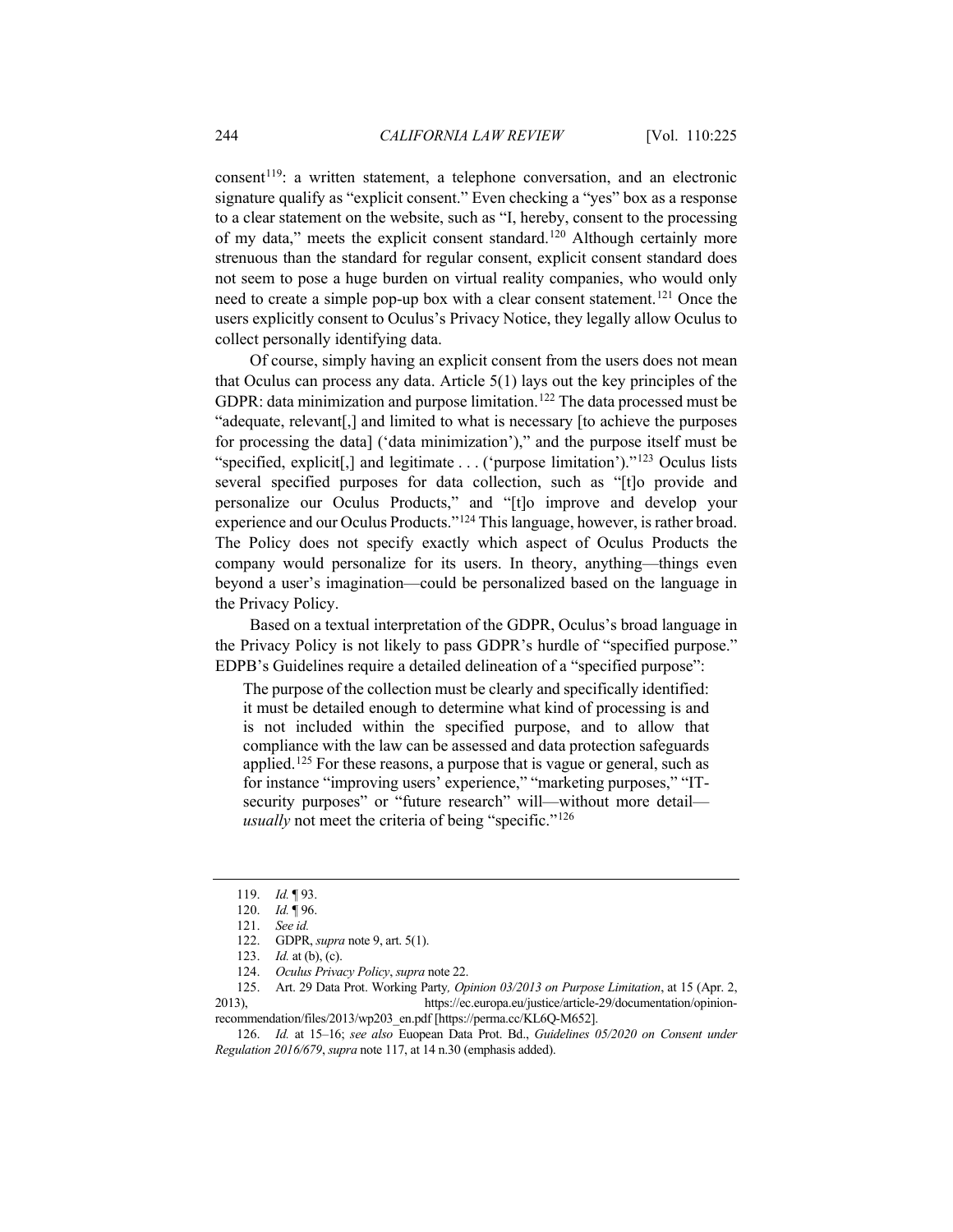consent[119]: a written statement, a telephone conversation, and an electronic signature qualify as "explicit consent." Even checking a "yes" box as a response to a clear statement on the website, such as "I, hereby, consent to the processing of my data," meets the explicit consent standard.[120] Although certainly more strenuous than the standard for regular consent, explicit consent standard does not seem to pose a huge burden on virtual reality companies, who would only need to create a simple pop-up box with a clear consent statement.[121] Once the users explicitly consent to Oculus's Privacy Notice, they legally allow Oculus to collect personally identifying data.

Of course, simply having an explicit consent from the users does not mean that Oculus can process any data. Article 5(1) lays out the key principles of the GDPR: data minimization and purpose limitation.[122] The data processed must be "adequate, relevant[,] and limited to what is necessary [to achieve the purposes for processing the data] ('data minimization')," and the purpose itself must be "specified, explicit[,] and legitimate . . . ('purpose limitation')."[123] Oculus lists several specified purposes for data collection, such as "[t]o provide and personalize our Oculus Products," and "[t]o improve and develop your experience and our Oculus Products."[124] This language, however, is rather broad. The Policy does not specify exactly which aspect of Oculus Products the company would personalize for its users. In theory, anything—things even beyond a user's imagination—could be personalized based on the language in the Privacy Policy.

Based on a textual interpretation of the GDPR, Oculus's broad language in the Privacy Policy is not likely to pass GDPR's hurdle of "specified purpose." EDPB's Guidelines require a detailed delineation of a "specified purpose":

> The purpose of the collection must be clearly and specifically identified: it must be detailed enough to determine what kind of processing is and is not included within the specified purpose, and to allow that compliance with the law can be assessed and data protection safeguards applied.[125] For these reasons, a purpose that is vague or general, such as for instance "improving users' experience," "marketing purposes," "IT-security purposes" or "future research" will—without more detail—*usually* not meet the criteria of being "specific."[126]

---

119. *Id.* ¶ 93.

120. *Id.* ¶ 96.

121. *See id.*

122. GDPR, *supra* note 9, art. 5(1).

123. *Id.* at (b), (c).

124. *Oculus Privacy Policy*, *supra* note 22.

125. Art. 29 Data Prot. Working Party*, Opinion 03/2013 on Purpose Limitation*, at 15 (Apr. 2, 2013), https://ec.europa.eu/justice/article-29/documentation/opinion-recommendation/files/2013/wp203_en.pdf [https://perma.cc/KL6Q-M652].

126. *Id.* at 15–16; *see also* Euopean Data Prot. Bd., *Guidelines 05/2020 on Consent under Regulation 2016/679*, *supra* note 117, at 14 n.30 (emphasis added).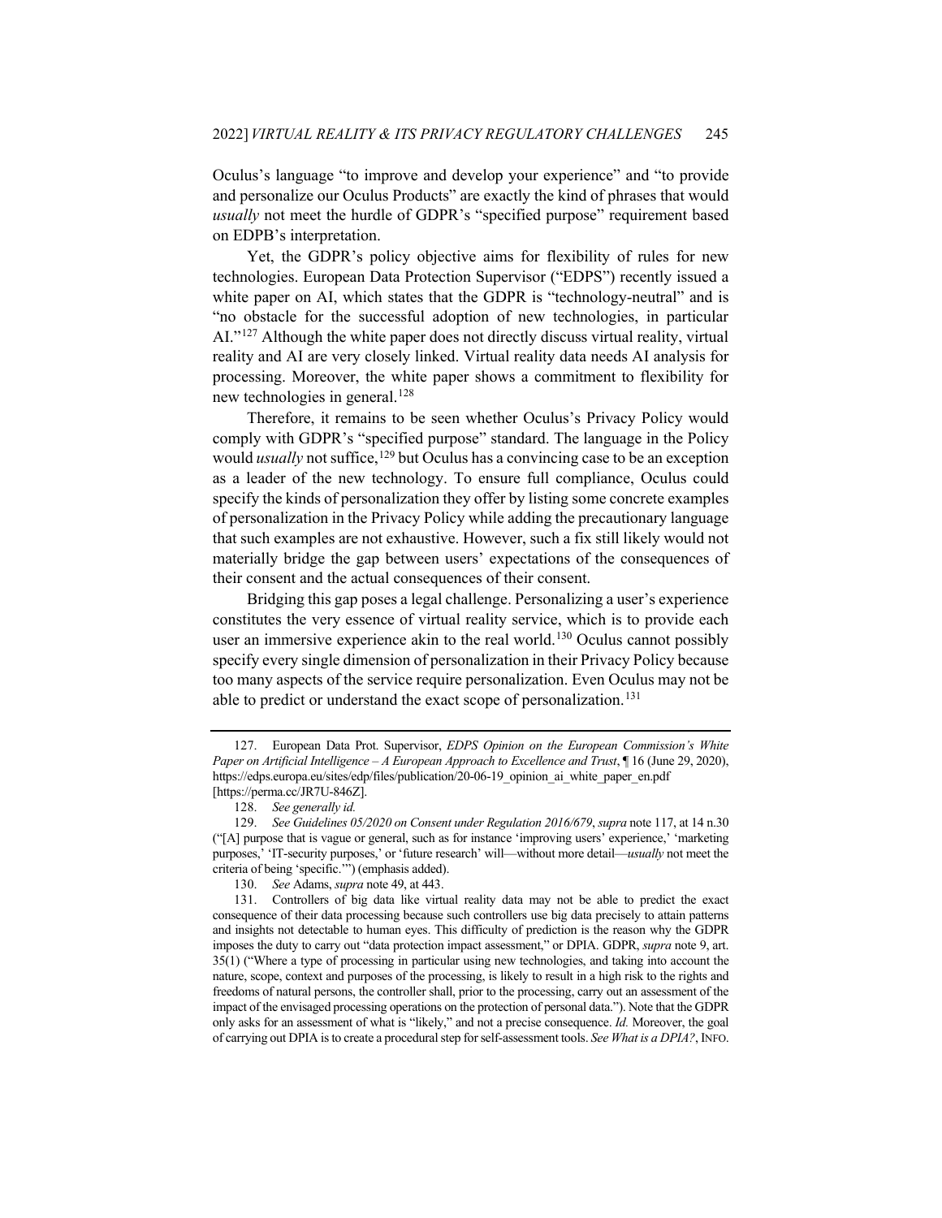Oculus's language "to improve and develop your experience" and "to provide and personalize our Oculus Products" are exactly the kind of phrases that would *usually* not meet the hurdle of GDPR's "specified purpose" requirement based on EDPB's interpretation.

Yet, the GDPR's policy objective aims for flexibility of rules for new technologies. European Data Protection Supervisor ("EDPS") recently issued a white paper on AI, which states that the GDPR is "technology-neutral" and is "no obstacle for the successful adoption of new technologies, in particular AI."[127] Although the white paper does not directly discuss virtual reality, virtual reality and AI are very closely linked. Virtual reality data needs AI analysis for processing. Moreover, the white paper shows a commitment to flexibility for new technologies in general.[128]

Therefore, it remains to be seen whether Oculus's Privacy Policy would comply with GDPR's "specified purpose" standard. The language in the Policy would *usually* not suffice,[129] but Oculus has a convincing case to be an exception as a leader of the new technology. To ensure full compliance, Oculus could specify the kinds of personalization they offer by listing some concrete examples of personalization in the Privacy Policy while adding the precautionary language that such examples are not exhaustive. However, such a fix still likely would not materially bridge the gap between users' expectations of the consequences of their consent and the actual consequences of their consent.

Bridging this gap poses a legal challenge. Personalizing a user's experience constitutes the very essence of virtual reality service, which is to provide each user an immersive experience akin to the real world.[130] Oculus cannot possibly specify every single dimension of personalization in their Privacy Policy because too many aspects of the service require personalization. Even Oculus may not be able to predict or understand the exact scope of personalization.[131]

---

127. European Data Prot. Supervisor, *EDPS Opinion on the European Commission's White Paper on Artificial Intelligence – A European Approach to Excellence and Trust*, ¶ 16 (June 29, 2020), https://edps.europa.eu/sites/edp/files/publication/20-06-19_opinion_ai_white_paper_en.pdf [https://perma.cc/JR7U-846Z].

128. *See generally id.*

129. *See Guidelines 05/2020 on Consent under Regulation 2016/679*, *supra* note 117, at 14 n.30 ("[A] purpose that is vague or general, such as for instance 'improving users' experience,' 'marketing purposes,' 'IT-security purposes,' or 'future research' will—without more detail—*usually* not meet the criteria of being 'specific.'") (emphasis added).

130. *See* Adams, *supra* note 49, at 443.

131. Controllers of big data like virtual reality data may not be able to predict the exact consequence of their data processing because such controllers use big data precisely to attain patterns and insights not detectable to human eyes. This difficulty of prediction is the reason why the GDPR imposes the duty to carry out "data protection impact assessment," or DPIA. GDPR, *supra* note 9, art. 35(1) ("Where a type of processing in particular using new technologies, and taking into account the nature, scope, context and purposes of the processing, is likely to result in a high risk to the rights and freedoms of natural persons, the controller shall, prior to the processing, carry out an assessment of the impact of the envisaged processing operations on the protection of personal data."). Note that the GDPR only asks for an assessment of what is "likely," and not a precise consequence. *Id.* Moreover, the goal of carrying out DPIA is to create a procedural step for self-assessment tools. *See What is a DPIA?*, INFO.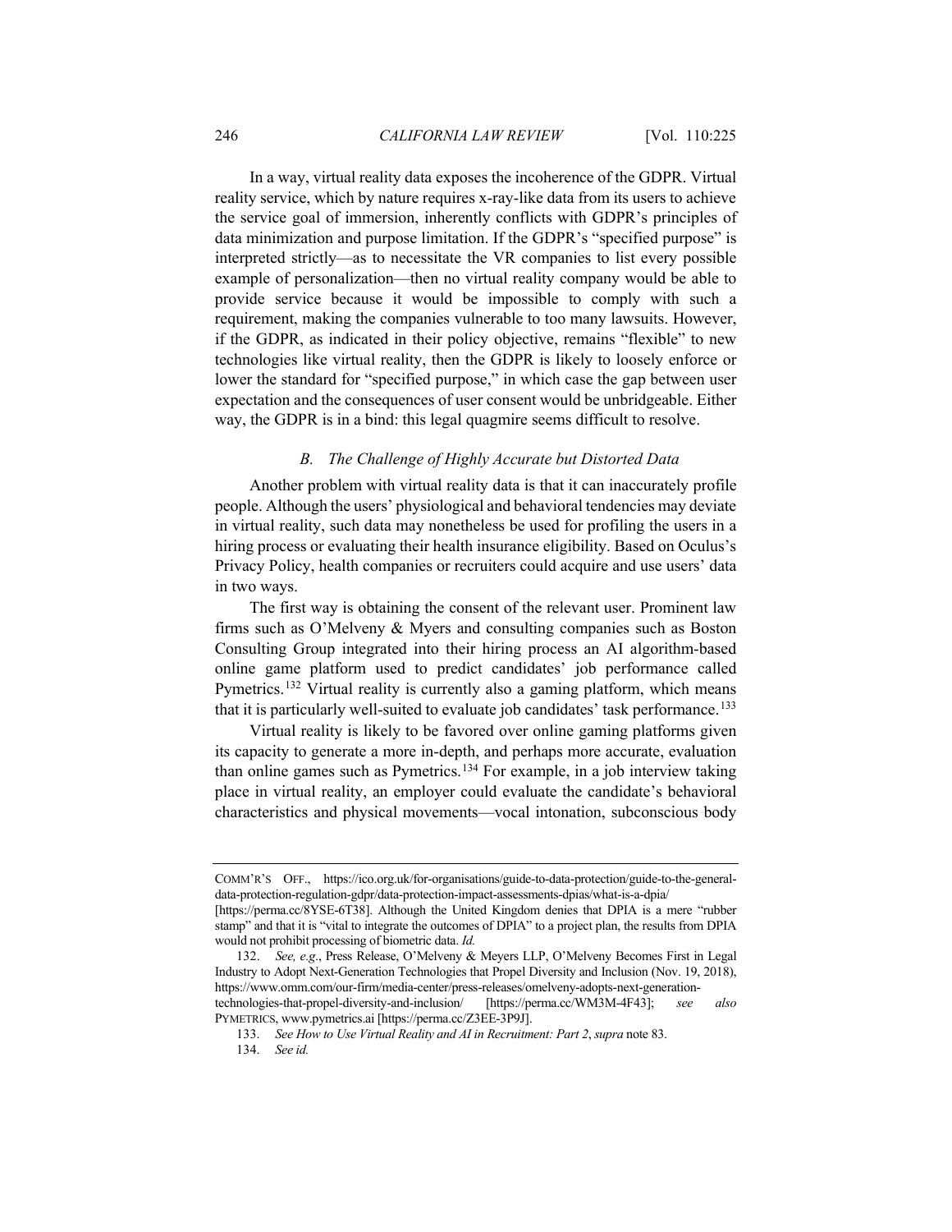In a way, virtual reality data exposes the incoherence of the GDPR. Virtual reality service, which by nature requires x-ray-like data from its users to achieve the service goal of immersion, inherently conflicts with GDPR's principles of data minimization and purpose limitation. If the GDPR's "specified purpose" is interpreted strictly—as to necessitate the VR companies to list every possible example of personalization—then no virtual reality company would be able to provide service because it would be impossible to comply with such a requirement, making the companies vulnerable to too many lawsuits. However, if the GDPR, as indicated in their policy objective, remains "flexible" to new technologies like virtual reality, then the GDPR is likely to loosely enforce or lower the standard for "specified purpose," in which case the gap between user expectation and the consequences of user consent would be unbridgeable. Either way, the GDPR is in a bind: this legal quagmire seems difficult to resolve.

### *B. The Challenge of Highly Accurate but Distorted Data*

Another problem with virtual reality data is that it can inaccurately profile people. Although the users' physiological and behavioral tendencies may deviate in virtual reality, such data may nonetheless be used for profiling the users in a hiring process or evaluating their health insurance eligibility. Based on Oculus's Privacy Policy, health companies or recruiters could acquire and use users' data in two ways.

The first way is obtaining the consent of the relevant user. Prominent law firms such as O'Melveny & Myers and consulting companies such as Boston Consulting Group integrated into their hiring process an AI algorithm-based online game platform used to predict candidates' job performance called Pymetrics.[132] Virtual reality is currently also a gaming platform, which means that it is particularly well-suited to evaluate job candidates' task performance.[133]

Virtual reality is likely to be favored over online gaming platforms given its capacity to generate a more in-depth, and perhaps more accurate, evaluation than online games such as Pymetrics.[134] For example, in a job interview taking place in virtual reality, an employer could evaluate the candidate's behavioral characteristics and physical movements—vocal intonation, subconscious body

---

COMM'R'S OFF., https://ico.org.uk/for-organisations/guide-to-data-protection/guide-to-the-general-data-protection-regulation-gdpr/data-protection-impact-assessments-dpias/what-is-a-dpia/ [https://perma.cc/8YSE-6T38]. Although the United Kingdom denies that DPIA is a mere "rubber stamp" and that it is "vital to integrate the outcomes of DPIA" to a project plan, the results from DPIA would not prohibit processing of biometric data. *Id.*

132. *See, e.g.*, Press Release, O'Melveny & Meyers LLP, O'Melveny Becomes First in Legal Industry to Adopt Next-Generation Technologies that Propel Diversity and Inclusion (Nov. 19, 2018), https://www.omm.com/our-firm/media-center/press-releases/omelveny-adopts-next-generation-technologies-that-propel-diversity-and-inclusion/ [https://perma.cc/WM3M-4F43]; *see also* PYMETRICS, www.pymetrics.ai [https://perma.cc/Z3EE-3P9J].

133. *See How to Use Virtual Reality and AI in Recruitment: Part 2*, *supra* note 83.

134. *See id.*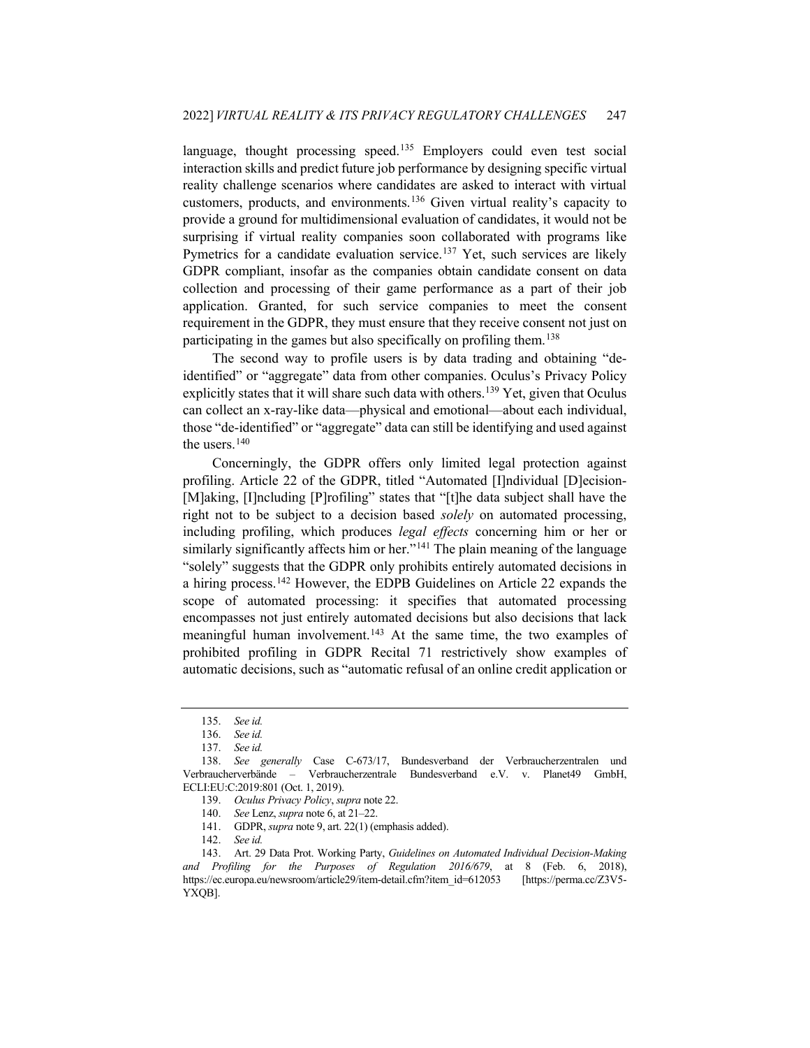language, thought processing speed.[135] Employers could even test social interaction skills and predict future job performance by designing specific virtual reality challenge scenarios where candidates are asked to interact with virtual customers, products, and environments.[136] Given virtual reality's capacity to provide a ground for multidimensional evaluation of candidates, it would not be surprising if virtual reality companies soon collaborated with programs like Pymetrics for a candidate evaluation service.[137] Yet, such services are likely GDPR compliant, insofar as the companies obtain candidate consent on data collection and processing of their game performance as a part of their job application. Granted, for such service companies to meet the consent requirement in the GDPR, they must ensure that they receive consent not just on participating in the games but also specifically on profiling them.[138]

The second way to profile users is by data trading and obtaining "de-identified" or "aggregate" data from other companies. Oculus's Privacy Policy explicitly states that it will share such data with others.[139] Yet, given that Oculus can collect an x-ray-like data—physical and emotional—about each individual, those "de-identified" or "aggregate" data can still be identifying and used against the users.[140]

Concerningly, the GDPR offers only limited legal protection against profiling. Article 22 of the GDPR, titled "Automated [I]ndividual [D]ecision-[M]aking, [I]ncluding [P]rofiling" states that "[t]he data subject shall have the right not to be subject to a decision based *solely* on automated processing, including profiling, which produces *legal effects* concerning him or her or similarly significantly affects him or her."[141] The plain meaning of the language "solely" suggests that the GDPR only prohibits entirely automated decisions in a hiring process.[142] However, the EDPB Guidelines on Article 22 expands the scope of automated processing: it specifies that automated processing encompasses not just entirely automated decisions but also decisions that lack meaningful human involvement.[143] At the same time, the two examples of prohibited profiling in GDPR Recital 71 restrictively show examples of automatic decisions, such as "automatic refusal of an online credit application or

---

135. *See id.*

136. *See id.*

137. *See id.*

138. *See generally* Case C-673/17, Bundesverband der Verbraucherzentralen und Verbraucherverbände – Verbraucherzentrale Bundesverband e.V. v. Planet49 GmbH, ECLI:EU:C:2019:801 (Oct. 1, 2019).

139. *Oculus Privacy Policy*, *supra* note 22.

140. *See* Lenz, *supra* note 6, at 21–22.

141. GDPR, *supra* note 9, art. 22(1) (emphasis added).

142. *See id.*

143. Art. 29 Data Prot. Working Party, *Guidelines on Automated Individual Decision-Making and Profiling for the Purposes of Regulation 2016/679*, at 8 (Feb. 6, 2018), https://ec.europa.eu/newsroom/article29/item-detail.cfm?item_id=612053 [https://perma.cc/Z3V5-YXQB].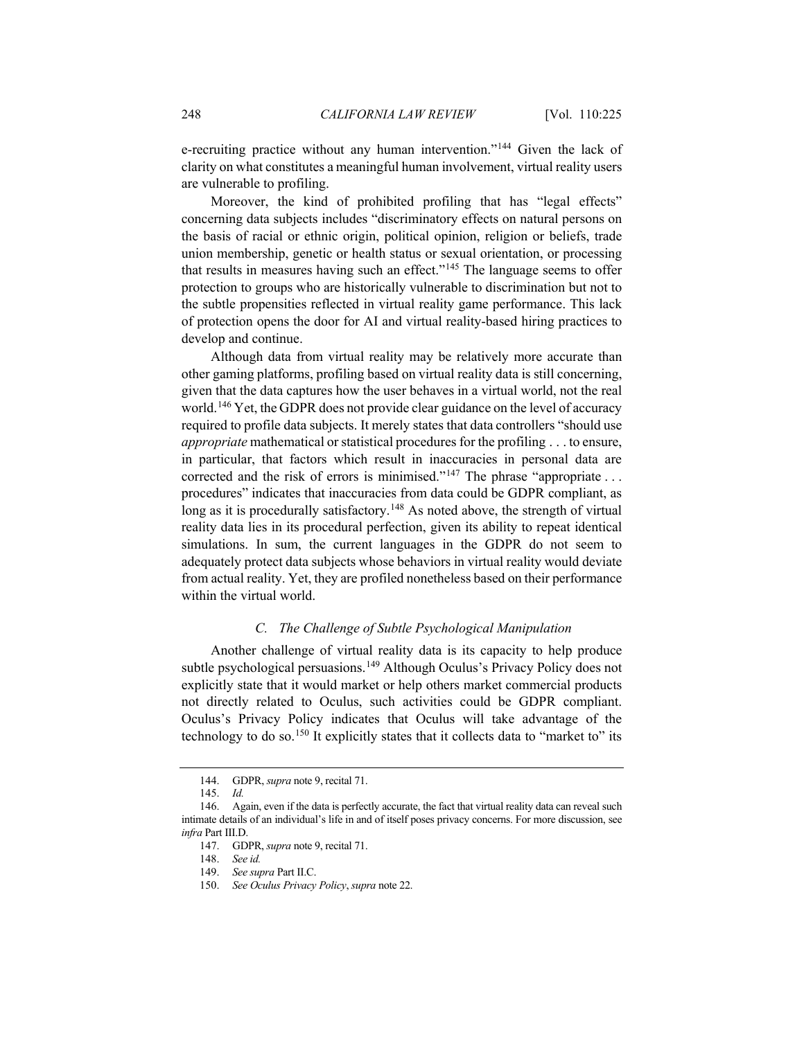e-recruiting practice without any human intervention."[144] Given the lack of clarity on what constitutes a meaningful human involvement, virtual reality users are vulnerable to profiling.

Moreover, the kind of prohibited profiling that has "legal effects" concerning data subjects includes "discriminatory effects on natural persons on the basis of racial or ethnic origin, political opinion, religion or beliefs, trade union membership, genetic or health status or sexual orientation, or processing that results in measures having such an effect."[145] The language seems to offer protection to groups who are historically vulnerable to discrimination but not to the subtle propensities reflected in virtual reality game performance. This lack of protection opens the door for AI and virtual reality-based hiring practices to develop and continue.

Although data from virtual reality may be relatively more accurate than other gaming platforms, profiling based on virtual reality data is still concerning, given that the data captures how the user behaves in a virtual world, not the real world.[146] Yet, the GDPR does not provide clear guidance on the level of accuracy required to profile data subjects. It merely states that data controllers "should use *appropriate* mathematical or statistical procedures for the profiling . . . to ensure, in particular, that factors which result in inaccuracies in personal data are corrected and the risk of errors is minimised."[147] The phrase "appropriate . . . procedures" indicates that inaccuracies from data could be GDPR compliant, as long as it is procedurally satisfactory.[148] As noted above, the strength of virtual reality data lies in its procedural perfection, given its ability to repeat identical simulations. In sum, the current languages in the GDPR do not seem to adequately protect data subjects whose behaviors in virtual reality would deviate from actual reality. Yet, they are profiled nonetheless based on their performance within the virtual world.

### C. *The Challenge of Subtle Psychological Manipulation*

Another challenge of virtual reality data is its capacity to help produce subtle psychological persuasions.[149] Although Oculus's Privacy Policy does not explicitly state that it would market or help others market commercial products not directly related to Oculus, such activities could be GDPR compliant. Oculus's Privacy Policy indicates that Oculus will take advantage of the technology to do so.[150] It explicitly states that it collects data to "market to" its

---

144. GDPR, *supra* note 9, recital 71.

145. *Id.*

146. Again, even if the data is perfectly accurate, the fact that virtual reality data can reveal such intimate details of an individual's life in and of itself poses privacy concerns. For more discussion, see *infra* Part III.D.

147. GDPR, *supra* note 9, recital 71.

148. *See id.*

149. *See supra* Part II.C.

150. *See Oculus Privacy Policy*, *supra* note 22.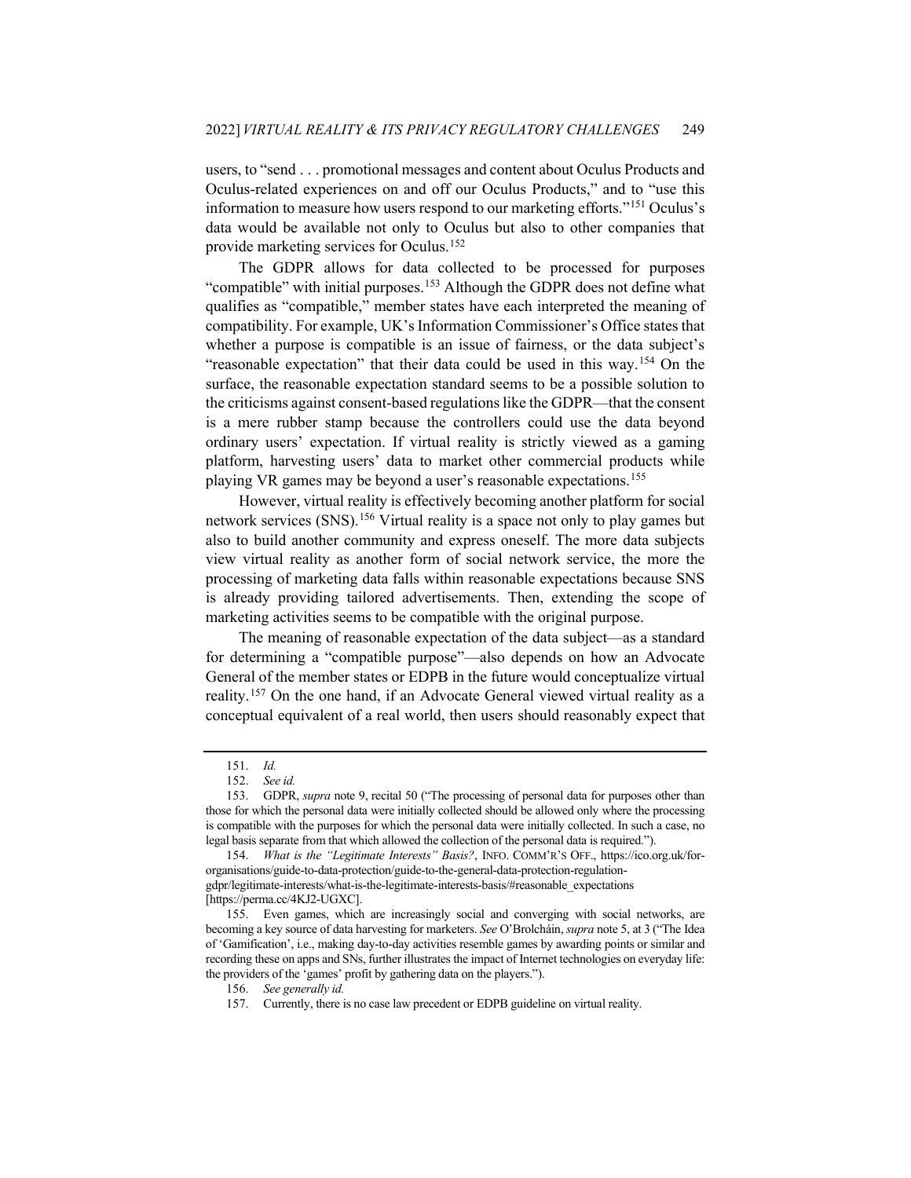users, to "send . . . promotional messages and content about Oculus Products and Oculus-related experiences on and off our Oculus Products," and to "use this information to measure how users respond to our marketing efforts."[151] Oculus's data would be available not only to Oculus but also to other companies that provide marketing services for Oculus.[152]

The GDPR allows for data collected to be processed for purposes "compatible" with initial purposes.[153] Although the GDPR does not define what qualifies as "compatible," member states have each interpreted the meaning of compatibility. For example, UK's Information Commissioner's Office states that whether a purpose is compatible is an issue of fairness, or the data subject's "reasonable expectation" that their data could be used in this way.[154] On the surface, the reasonable expectation standard seems to be a possible solution to the criticisms against consent-based regulations like the GDPR—that the consent is a mere rubber stamp because the controllers could use the data beyond ordinary users' expectation. If virtual reality is strictly viewed as a gaming platform, harvesting users' data to market other commercial products while playing VR games may be beyond a user's reasonable expectations.[155]

However, virtual reality is effectively becoming another platform for social network services (SNS).[156] Virtual reality is a space not only to play games but also to build another community and express oneself. The more data subjects view virtual reality as another form of social network service, the more the processing of marketing data falls within reasonable expectations because SNS is already providing tailored advertisements. Then, extending the scope of marketing activities seems to be compatible with the original purpose.

The meaning of reasonable expectation of the data subject—as a standard for determining a "compatible purpose"—also depends on how an Advocate General of the member states or EDPB in the future would conceptualize virtual reality.[157] On the one hand, if an Advocate General viewed virtual reality as a conceptual equivalent of a real world, then users should reasonably expect that

---

151. *Id.*

152. *See id.*

153. GDPR, *supra* note 9, recital 50 ("The processing of personal data for purposes other than those for which the personal data were initially collected should be allowed only where the processing is compatible with the purposes for which the personal data were initially collected. In such a case, no legal basis separate from that which allowed the collection of the personal data is required.").

154. *What is the "Legitimate Interests" Basis?*, INFO. COMM'R'S OFF., https://ico.org.uk/for-organisations/guide-to-data-protection/guide-to-the-general-data-protection-regulation-gdpr/legitimate-interests/what-is-the-legitimate-interests-basis/#reasonable_expectations [https://perma.cc/4KJ2-UGXC].

155. Even games, which are increasingly social and converging with social networks, are becoming a key source of data harvesting for marketers. *See* O'Brolcháin, *supra* note 5, at 3 ("The Idea of 'Gamification', i.e., making day-to-day activities resemble games by awarding points or similar and recording these on apps and SNs, further illustrates the impact of Internet technologies on everyday life: the providers of the 'games' profit by gathering data on the players.").

156. *See generally id.*

157. Currently, there is no case law precedent or EDPB guideline on virtual reality.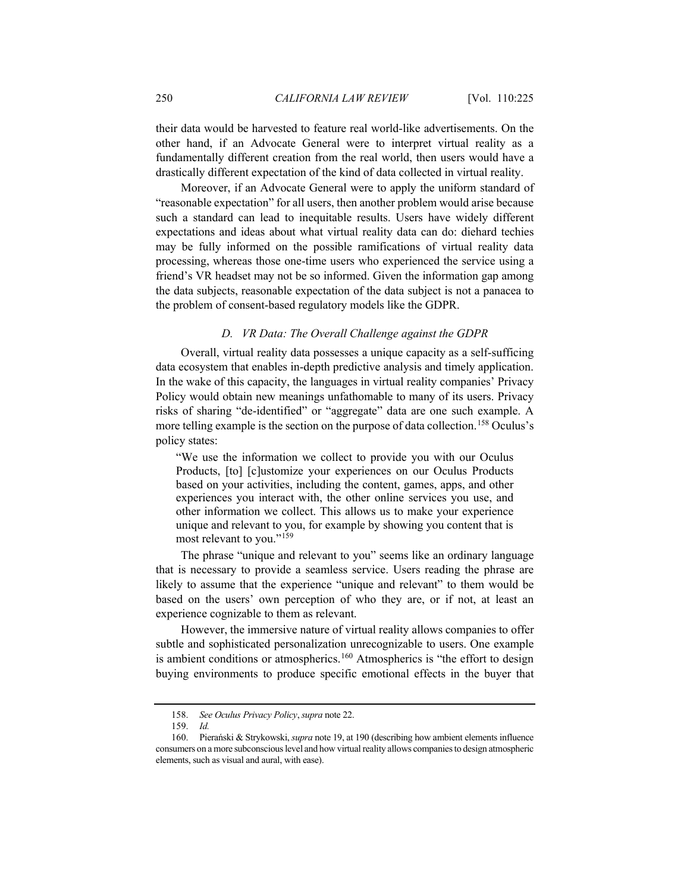their data would be harvested to feature real world-like advertisements. On the other hand, if an Advocate General were to interpret virtual reality as a fundamentally different creation from the real world, then users would have a drastically different expectation of the kind of data collected in virtual reality.

Moreover, if an Advocate General were to apply the uniform standard of "reasonable expectation" for all users, then another problem would arise because such a standard can lead to inequitable results. Users have widely different expectations and ideas about what virtual reality data can do: diehard techies may be fully informed on the possible ramifications of virtual reality data processing, whereas those one-time users who experienced the service using a friend's VR headset may not be so informed. Given the information gap among the data subjects, reasonable expectation of the data subject is not a panacea to the problem of consent-based regulatory models like the GDPR.

### *D. VR Data: The Overall Challenge against the GDPR*

Overall, virtual reality data possesses a unique capacity as a self-sufficing data ecosystem that enables in-depth predictive analysis and timely application. In the wake of this capacity, the languages in virtual reality companies' Privacy Policy would obtain new meanings unfathomable to many of its users. Privacy risks of sharing "de-identified" or "aggregate" data are one such example. A more telling example is the section on the purpose of data collection.[158] Oculus's policy states:

> "We use the information we collect to provide you with our Oculus Products, [to] [c]ustomize your experiences on our Oculus Products based on your activities, including the content, games, apps, and other experiences you interact with, the other online services you use, and other information we collect. This allows us to make your experience unique and relevant to you, for example by showing you content that is most relevant to you."[159]

The phrase "unique and relevant to you" seems like an ordinary language that is necessary to provide a seamless service. Users reading the phrase are likely to assume that the experience "unique and relevant" to them would be based on the users' own perception of who they are, or if not, at least an experience cognizable to them as relevant.

However, the immersive nature of virtual reality allows companies to offer subtle and sophisticated personalization unrecognizable to users. One example is ambient conditions or atmospherics.[160] Atmospherics is "the effort to design buying environments to produce specific emotional effects in the buyer that

---

158. *See Oculus Privacy Policy*, *supra* note 22.

159. *Id.*

160. Pierański & Strykowski, *supra* note 19, at 190 (describing how ambient elements influence consumers on a more subconscious level and how virtual reality allows companies to design atmospheric elements, such as visual and aural, with ease).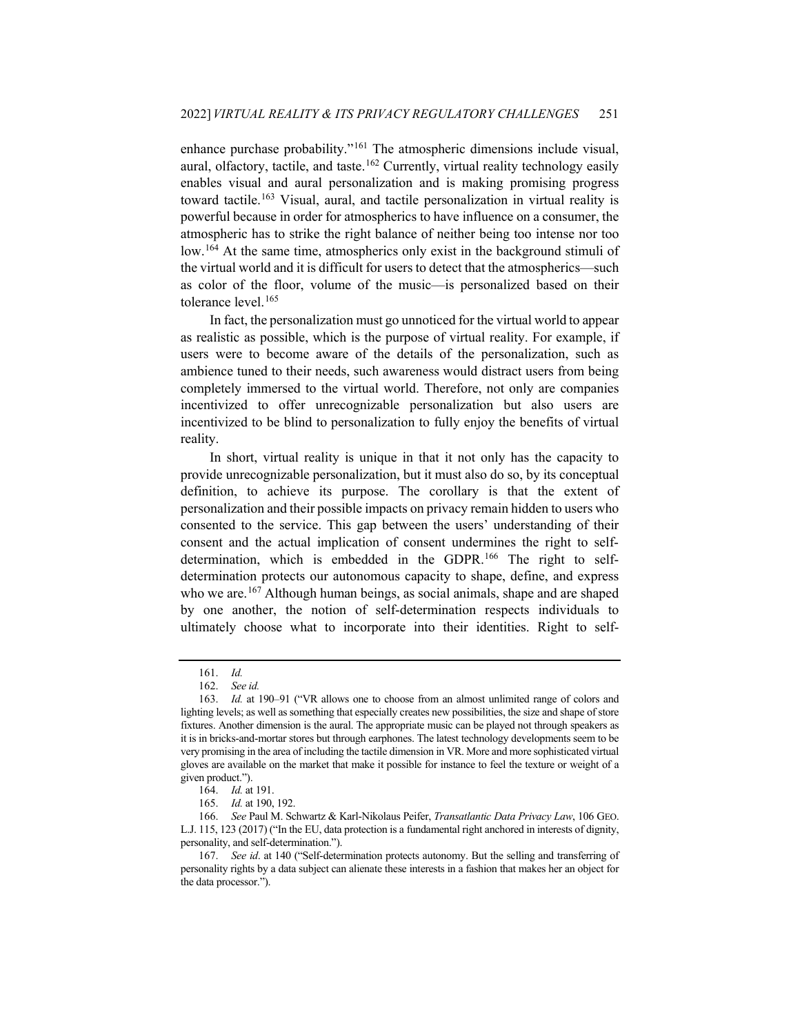enhance purchase probability."[161] The atmospheric dimensions include visual, aural, olfactory, tactile, and taste.[162] Currently, virtual reality technology easily enables visual and aural personalization and is making promising progress toward tactile.[163] Visual, aural, and tactile personalization in virtual reality is powerful because in order for atmospherics to have influence on a consumer, the atmospheric has to strike the right balance of neither being too intense nor too low.[164] At the same time, atmospherics only exist in the background stimuli of the virtual world and it is difficult for users to detect that the atmospherics—such as color of the floor, volume of the music—is personalized based on their tolerance level.[165]

In fact, the personalization must go unnoticed for the virtual world to appear as realistic as possible, which is the purpose of virtual reality. For example, if users were to become aware of the details of the personalization, such as ambience tuned to their needs, such awareness would distract users from being completely immersed to the virtual world. Therefore, not only are companies incentivized to offer unrecognizable personalization but also users are incentivized to be blind to personalization to fully enjoy the benefits of virtual reality.

In short, virtual reality is unique in that it not only has the capacity to provide unrecognizable personalization, but it must also do so, by its conceptual definition, to achieve its purpose. The corollary is that the extent of personalization and their possible impacts on privacy remain hidden to users who consented to the service. This gap between the users' understanding of their consent and the actual implication of consent undermines the right to self-determination, which is embedded in the GDPR.[166] The right to self-determination protects our autonomous capacity to shape, define, and express who we are.[167] Although human beings, as social animals, shape and are shaped by one another, the notion of self-determination respects individuals to ultimately choose what to incorporate into their identities. Right to self-

---

161. *Id.*

162. *See id.*

163. *Id.* at 190–91 ("VR allows one to choose from an almost unlimited range of colors and lighting levels; as well as something that especially creates new possibilities, the size and shape of store fixtures. Another dimension is the aural. The appropriate music can be played not through speakers as it is in bricks-and-mortar stores but through earphones. The latest technology developments seem to be very promising in the area of including the tactile dimension in VR. More and more sophisticated virtual gloves are available on the market that make it possible for instance to feel the texture or weight of a given product.").

164. *Id.* at 191.

165. *Id.* at 190, 192.

166. *See* Paul M. Schwartz & Karl-Nikolaus Peifer, *Transatlantic Data Privacy Law*, 106 GEO. L.J. 115, 123 (2017) ("In the EU, data protection is a fundamental right anchored in interests of dignity, personality, and self-determination.").

167. *See id*. at 140 ("Self-determination protects autonomy. But the selling and transferring of personality rights by a data subject can alienate these interests in a fashion that makes her an object for the data processor.").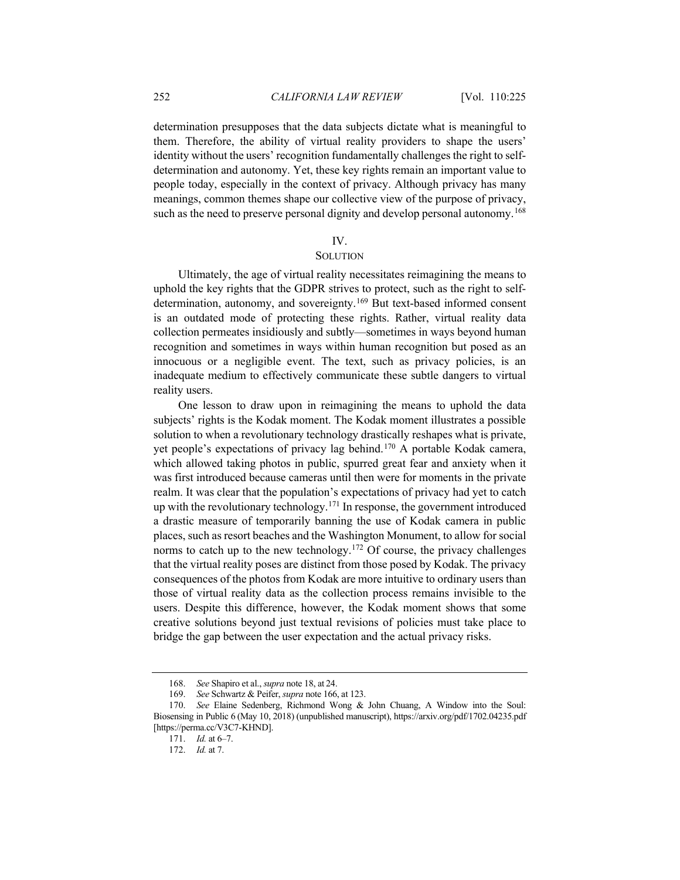determination presupposes that the data subjects dictate what is meaningful to them. Therefore, the ability of virtual reality providers to shape the users' identity without the users' recognition fundamentally challenges the right to self-determination and autonomy. Yet, these key rights remain an important value to people today, especially in the context of privacy. Although privacy has many meanings, common themes shape our collective view of the purpose of privacy, such as the need to preserve personal dignity and develop personal autonomy.[168]

## IV.
## SOLUTION

Ultimately, the age of virtual reality necessitates reimagining the means to uphold the key rights that the GDPR strives to protect, such as the right to self-determination, autonomy, and sovereignty.[169] But text-based informed consent is an outdated mode of protecting these rights. Rather, virtual reality data collection permeates insidiously and subtly—sometimes in ways beyond human recognition and sometimes in ways within human recognition but posed as an innocuous or a negligible event. The text, such as privacy policies, is an inadequate medium to effectively communicate these subtle dangers to virtual reality users.

One lesson to draw upon in reimagining the means to uphold the data subjects' rights is the Kodak moment. The Kodak moment illustrates a possible solution to when a revolutionary technology drastically reshapes what is private, yet people's expectations of privacy lag behind.[170] A portable Kodak camera, which allowed taking photos in public, spurred great fear and anxiety when it was first introduced because cameras until then were for moments in the private realm. It was clear that the population's expectations of privacy had yet to catch up with the revolutionary technology.[171] In response, the government introduced a drastic measure of temporarily banning the use of Kodak camera in public places, such as resort beaches and the Washington Monument, to allow for social norms to catch up to the new technology.[172] Of course, the privacy challenges that the virtual reality poses are distinct from those posed by Kodak. The privacy consequences of the photos from Kodak are more intuitive to ordinary users than those of virtual reality data as the collection process remains invisible to the users. Despite this difference, however, the Kodak moment shows that some creative solutions beyond just textual revisions of policies must take place to bridge the gap between the user expectation and the actual privacy risks.

---

168. *See* Shapiro et al., *supra* note 18, at 24.

169. *See* Schwartz & Peifer, *supra* note 166, at 123.

170. *See* Elaine Sedenberg, Richmond Wong & John Chuang, A Window into the Soul: Biosensing in Public 6 (May 10, 2018) (unpublished manuscript), https://arxiv.org/pdf/1702.04235.pdf [https://perma.cc/V3C7-KHND].

171. *Id.* at 6–7.

172. *Id.* at 7.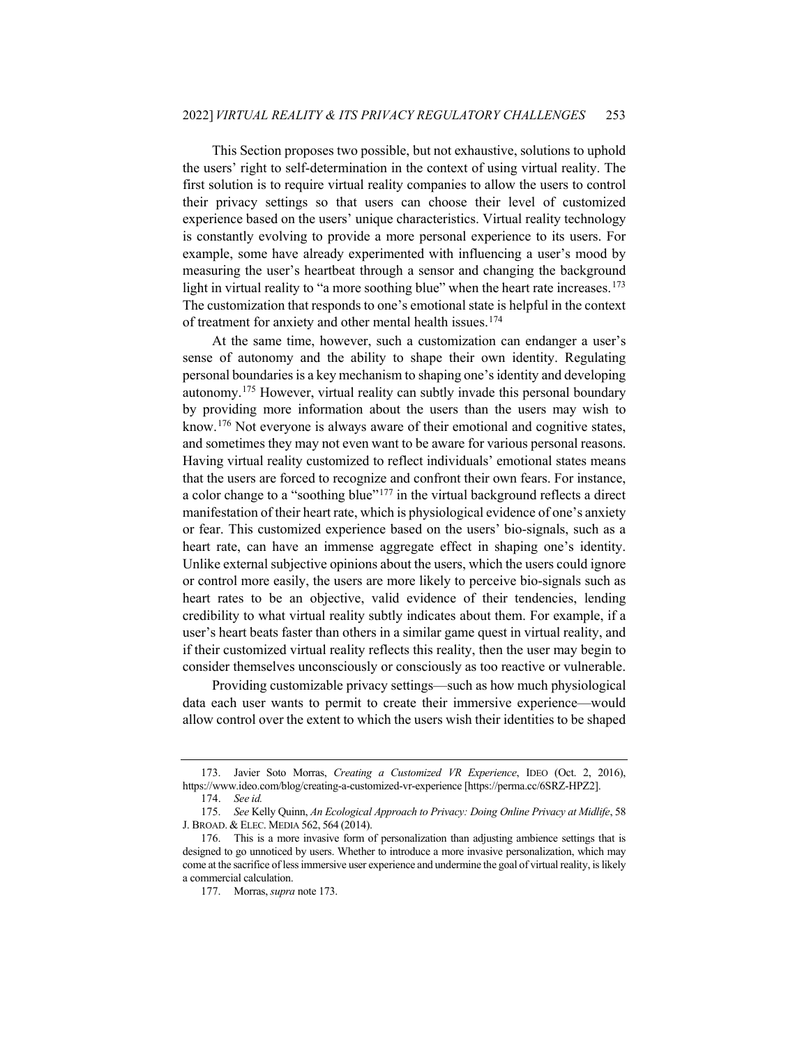This Section proposes two possible, but not exhaustive, solutions to uphold the users' right to self-determination in the context of using virtual reality. The first solution is to require virtual reality companies to allow the users to control their privacy settings so that users can choose their level of customized experience based on the users' unique characteristics. Virtual reality technology is constantly evolving to provide a more personal experience to its users. For example, some have already experimented with influencing a user's mood by measuring the user's heartbeat through a sensor and changing the background light in virtual reality to "a more soothing blue" when the heart rate increases.[173] The customization that responds to one's emotional state is helpful in the context of treatment for anxiety and other mental health issues.[174]

At the same time, however, such a customization can endanger a user's sense of autonomy and the ability to shape their own identity. Regulating personal boundaries is a key mechanism to shaping one's identity and developing autonomy.[175] However, virtual reality can subtly invade this personal boundary by providing more information about the users than the users may wish to know.[176] Not everyone is always aware of their emotional and cognitive states, and sometimes they may not even want to be aware for various personal reasons. Having virtual reality customized to reflect individuals' emotional states means that the users are forced to recognize and confront their own fears. For instance, a color change to a "soothing blue"[177] in the virtual background reflects a direct manifestation of their heart rate, which is physiological evidence of one's anxiety or fear. This customized experience based on the users' bio-signals, such as a heart rate, can have an immense aggregate effect in shaping one's identity. Unlike external subjective opinions about the users, which the users could ignore or control more easily, the users are more likely to perceive bio-signals such as heart rates to be an objective, valid evidence of their tendencies, lending credibility to what virtual reality subtly indicates about them. For example, if a user's heart beats faster than others in a similar game quest in virtual reality, and if their customized virtual reality reflects this reality, then the user may begin to consider themselves unconsciously or consciously as too reactive or vulnerable.

Providing customizable privacy settings—such as how much physiological data each user wants to permit to create their immersive experience—would allow control over the extent to which the users wish their identities to be shaped

---

173. Javier Soto Morras, *Creating a Customized VR Experience*, IDEO (Oct. 2, 2016), https://www.ideo.com/blog/creating-a-customized-vr-experience [https://perma.cc/6SRZ-HPZ2].

174. *See id.*

175. *See* Kelly Quinn, *An Ecological Approach to Privacy: Doing Online Privacy at Midlife*, 58 J. BROAD. & ELEC. MEDIA 562, 564 (2014).

176. This is a more invasive form of personalization than adjusting ambience settings that is designed to go unnoticed by users. Whether to introduce a more invasive personalization, which may come at the sacrifice of less immersive user experience and undermine the goal of virtual reality, is likely a commercial calculation.

177. Morras, *supra* note 173.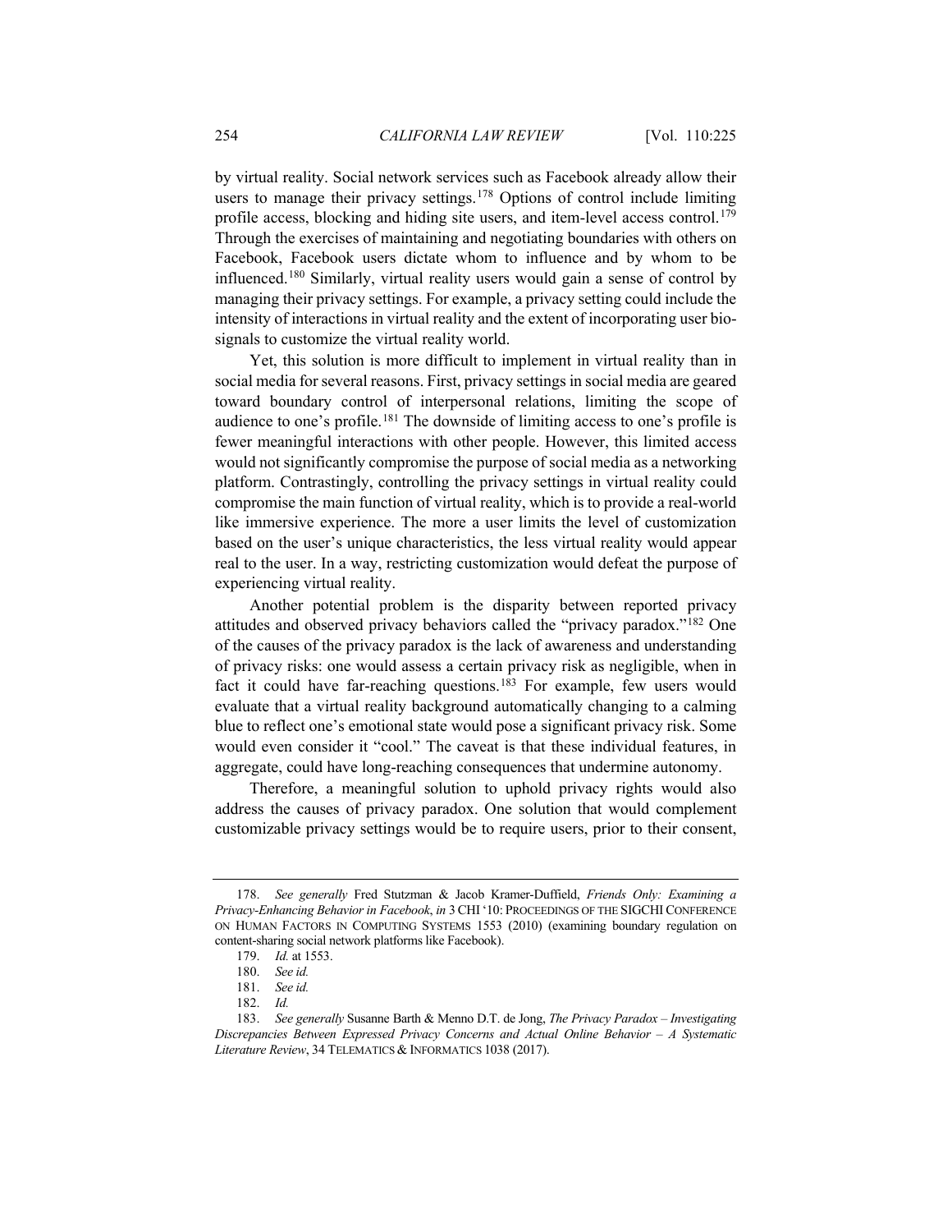by virtual reality. Social network services such as Facebook already allow their users to manage their privacy settings.[178] Options of control include limiting profile access, blocking and hiding site users, and item-level access control.[179] Through the exercises of maintaining and negotiating boundaries with others on Facebook, Facebook users dictate whom to influence and by whom to be influenced.[180] Similarly, virtual reality users would gain a sense of control by managing their privacy settings. For example, a privacy setting could include the intensity of interactions in virtual reality and the extent of incorporating user bio-signals to customize the virtual reality world.

Yet, this solution is more difficult to implement in virtual reality than in social media for several reasons. First, privacy settings in social media are geared toward boundary control of interpersonal relations, limiting the scope of audience to one's profile.[181] The downside of limiting access to one's profile is fewer meaningful interactions with other people. However, this limited access would not significantly compromise the purpose of social media as a networking platform. Contrastingly, controlling the privacy settings in virtual reality could compromise the main function of virtual reality, which is to provide a real-world like immersive experience. The more a user limits the level of customization based on the user's unique characteristics, the less virtual reality would appear real to the user. In a way, restricting customization would defeat the purpose of experiencing virtual reality.

Another potential problem is the disparity between reported privacy attitudes and observed privacy behaviors called the "privacy paradox."[182] One of the causes of the privacy paradox is the lack of awareness and understanding of privacy risks: one would assess a certain privacy risk as negligible, when in fact it could have far-reaching questions.[183] For example, few users would evaluate that a virtual reality background automatically changing to a calming blue to reflect one's emotional state would pose a significant privacy risk. Some would even consider it "cool." The caveat is that these individual features, in aggregate, could have long-reaching consequences that undermine autonomy.

Therefore, a meaningful solution to uphold privacy rights would also address the causes of privacy paradox. One solution that would complement customizable privacy settings would be to require users, prior to their consent,

---

178. *See generally* Fred Stutzman & Jacob Kramer-Duffield, *Friends Only: Examining a Privacy-Enhancing Behavior in Facebook*, *in* 3 CHI '10: PROCEEDINGS OF THE SIGCHI CONFERENCE ON HUMAN FACTORS IN COMPUTING SYSTEMS 1553 (2010) (examining boundary regulation on content-sharing social network platforms like Facebook).

179. *Id.* at 1553.

180. *See id.*

181. *See id.*

182. *Id.*

183. *See generally* Susanne Barth & Menno D.T. de Jong, *The Privacy Paradox – Investigating Discrepancies Between Expressed Privacy Concerns and Actual Online Behavior – A Systematic Literature Review*, 34 TELEMATICS & INFORMATICS 1038 (2017).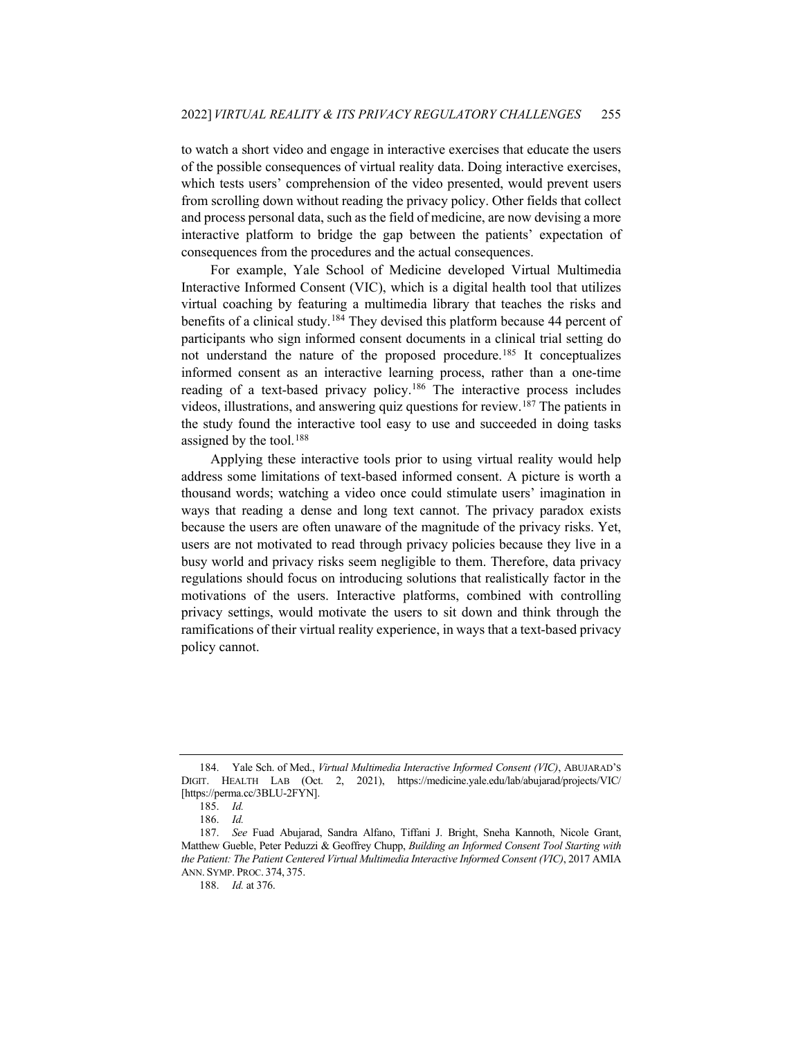to watch a short video and engage in interactive exercises that educate the users of the possible consequences of virtual reality data. Doing interactive exercises, which tests users' comprehension of the video presented, would prevent users from scrolling down without reading the privacy policy. Other fields that collect and process personal data, such as the field of medicine, are now devising a more interactive platform to bridge the gap between the patients' expectation of consequences from the procedures and the actual consequences.

For example, Yale School of Medicine developed Virtual Multimedia Interactive Informed Consent (VIC), which is a digital health tool that utilizes virtual coaching by featuring a multimedia library that teaches the risks and benefits of a clinical study.[184] They devised this platform because 44 percent of participants who sign informed consent documents in a clinical trial setting do not understand the nature of the proposed procedure.[185] It conceptualizes informed consent as an interactive learning process, rather than a one-time reading of a text-based privacy policy.[186] The interactive process includes videos, illustrations, and answering quiz questions for review.[187] The patients in the study found the interactive tool easy to use and succeeded in doing tasks assigned by the tool.[188]

Applying these interactive tools prior to using virtual reality would help address some limitations of text-based informed consent. A picture is worth a thousand words; watching a video once could stimulate users' imagination in ways that reading a dense and long text cannot. The privacy paradox exists because the users are often unaware of the magnitude of the privacy risks. Yet, users are not motivated to read through privacy policies because they live in a busy world and privacy risks seem negligible to them. Therefore, data privacy regulations should focus on introducing solutions that realistically factor in the motivations of the users. Interactive platforms, combined with controlling privacy settings, would motivate the users to sit down and think through the ramifications of their virtual reality experience, in ways that a text-based privacy policy cannot.

---

184. Yale Sch. of Med., *Virtual Multimedia Interactive Informed Consent (VIC)*, ABUJARAD'S DIGIT. HEALTH LAB (Oct. 2, 2021), https://medicine.yale.edu/lab/abujarad/projects/VIC/ [https://perma.cc/3BLU-2FYN].

185. *Id.*

186. *Id.*

187. *See* Fuad Abujarad, Sandra Alfano, Tiffani J. Bright, Sneha Kannoth, Nicole Grant, Matthew Gueble, Peter Peduzzi & Geoffrey Chupp, *Building an Informed Consent Tool Starting with the Patient: The Patient Centered Virtual Multimedia Interactive Informed Consent (VIC)*, 2017 AMIA ANN. SYMP. PROC. 374, 375.

188. *Id.* at 376.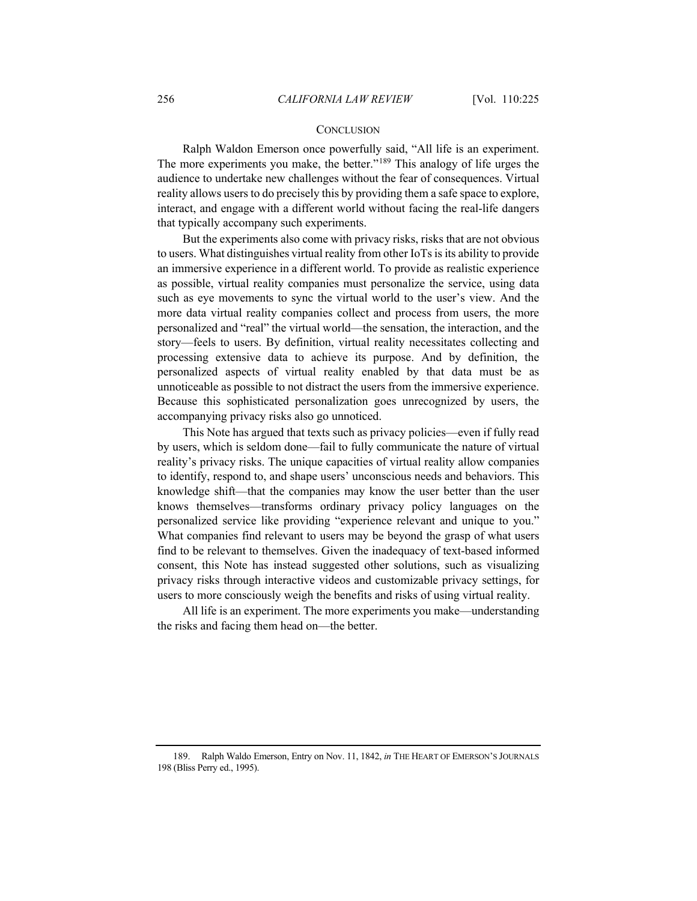## CONCLUSION

Ralph Waldon Emerson once powerfully said, "All life is an experiment. The more experiments you make, the better."[189] This analogy of life urges the audience to undertake new challenges without the fear of consequences. Virtual reality allows users to do precisely this by providing them a safe space to explore, interact, and engage with a different world without facing the real-life dangers that typically accompany such experiments.

But the experiments also come with privacy risks, risks that are not obvious to users. What distinguishes virtual reality from other IoTs is its ability to provide an immersive experience in a different world. To provide as realistic experience as possible, virtual reality companies must personalize the service, using data such as eye movements to sync the virtual world to the user's view. And the more data virtual reality companies collect and process from users, the more personalized and "real" the virtual world—the sensation, the interaction, and the story—feels to users. By definition, virtual reality necessitates collecting and processing extensive data to achieve its purpose. And by definition, the personalized aspects of virtual reality enabled by that data must be as unnoticeable as possible to not distract the users from the immersive experience. Because this sophisticated personalization goes unrecognized by users, the accompanying privacy risks also go unnoticed.

This Note has argued that texts such as privacy policies—even if fully read by users, which is seldom done—fail to fully communicate the nature of virtual reality's privacy risks. The unique capacities of virtual reality allow companies to identify, respond to, and shape users' unconscious needs and behaviors. This knowledge shift—that the companies may know the user better than the user knows themselves—transforms ordinary privacy policy languages on the personalized service like providing "experience relevant and unique to you." What companies find relevant to users may be beyond the grasp of what users find to be relevant to themselves. Given the inadequacy of text-based informed consent, this Note has instead suggested other solutions, such as visualizing privacy risks through interactive videos and customizable privacy settings, for users to more consciously weigh the benefits and risks of using virtual reality.

All life is an experiment. The more experiments you make—understanding the risks and facing them head on—the better.

---

189. Ralph Waldo Emerson, Entry on Nov. 11, 1842, *in* THE HEART OF EMERSON'S JOURNALS 198 (Bliss Perry ed., 1995).